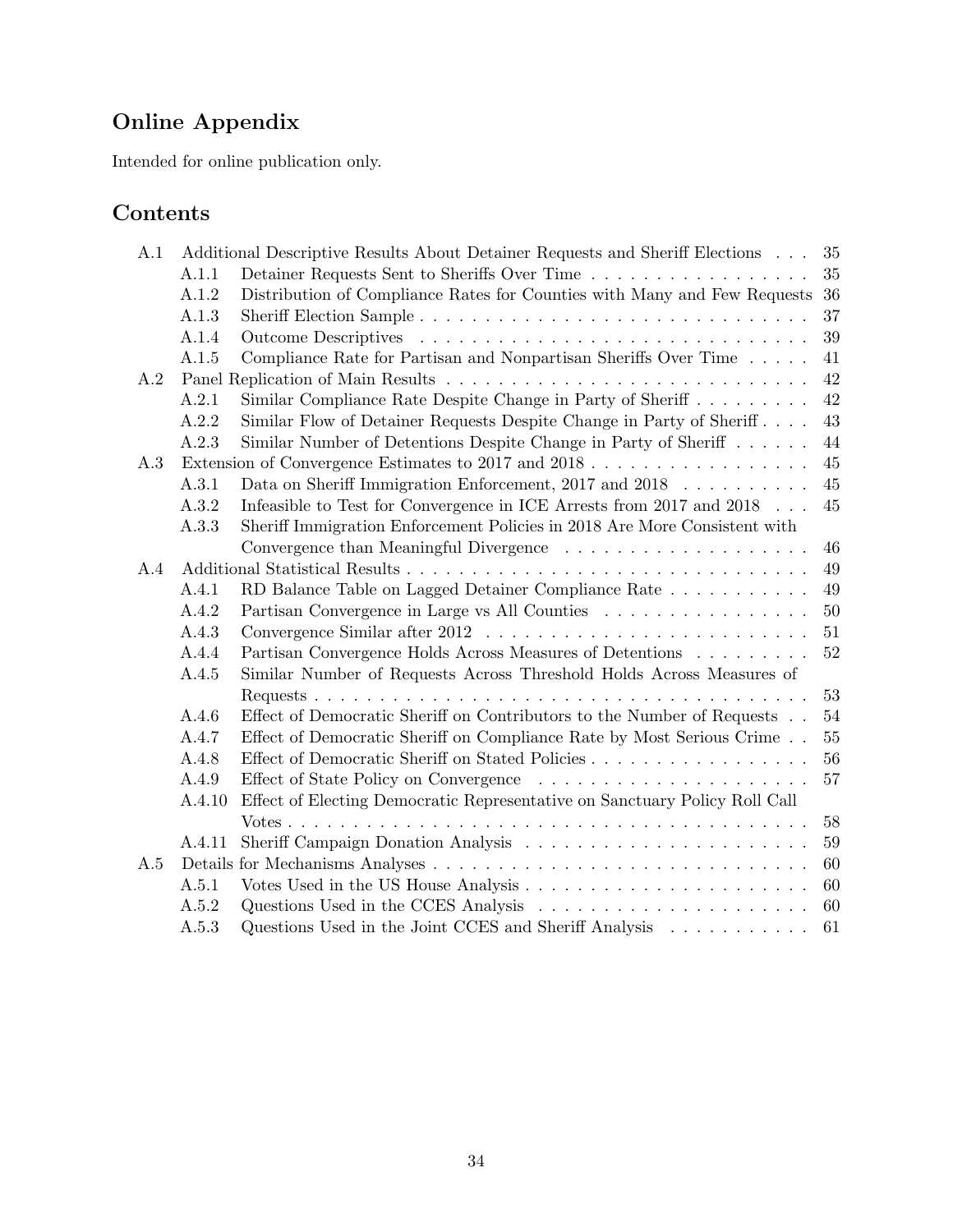# Online Appendix

Intended for online publication only.

## Contents

- A.1 Additional Descriptive Results About Detainer Requests and Sheriff Elections . . . 35
  - A.1.1 Detainer Requests Sent to Sheriffs Over Time . . . 35
  - A.1.2 Distribution of Compliance Rates for Counties with Many and Few Requests 36
  - A.1.3 Sheriff Election Sample . . . 37
  - A.1.4 Outcome Descriptives . . . 39
  - A.1.5 Compliance Rate for Partisan and Nonpartisan Sheriffs Over Time . . . 41
- A.2 Panel Replication of Main Results . . . 42
  - A.2.1 Similar Compliance Rate Despite Change in Party of Sheriff . . . 42
  - A.2.2 Similar Flow of Detainer Requests Despite Change in Party of Sheriff . . . 43
  - A.2.3 Similar Number of Detentions Despite Change in Party of Sheriff . . . 44
- A.3 Extension of Convergence Estimates to 2017 and 2018 . . . 45
  - A.3.1 Data on Sheriff Immigration Enforcement, 2017 and 2018 . . . 45
  - A.3.2 Infeasible to Test for Convergence in ICE Arrests from 2017 and 2018 . . . 45
  - A.3.3 Sheriff Immigration Enforcement Policies in 2018 Are More Consistent with Convergence than Meaningful Divergence . . . 46
- A.4 Additional Statistical Results . . . 49
  - A.4.1 RD Balance Table on Lagged Detainer Compliance Rate . . . 49
  - A.4.2 Partisan Convergence in Large vs All Counties . . . 50
  - A.4.3 Convergence Similar after 2012 . . . 51
  - A.4.4 Partisan Convergence Holds Across Measures of Detentions . . . 52
  - A.4.5 Similar Number of Requests Across Threshold Holds Across Measures of Requests . . . 53
  - A.4.6 Effect of Democratic Sheriff on Contributors to the Number of Requests . . . 54
  - A.4.7 Effect of Democratic Sheriff on Compliance Rate by Most Serious Crime . . . 55
  - A.4.8 Effect of Democratic Sheriff on Stated Policies . . . 56
  - A.4.9 Effect of State Policy on Convergence . . . 57
  - A.4.10 Effect of Electing Democratic Representative on Sanctuary Policy Roll Call Votes . . . 58
  - A.4.11 Sheriff Campaign Donation Analysis . . . 59
- A.5 Details for Mechanisms Analyses . . . 60
  - A.5.1 Votes Used in the US House Analysis . . . 60
  - A.5.2 Questions Used in the CCES Analysis . . . 60
  - A.5.3 Questions Used in the Joint CCES and Sheriff Analysis . . . 61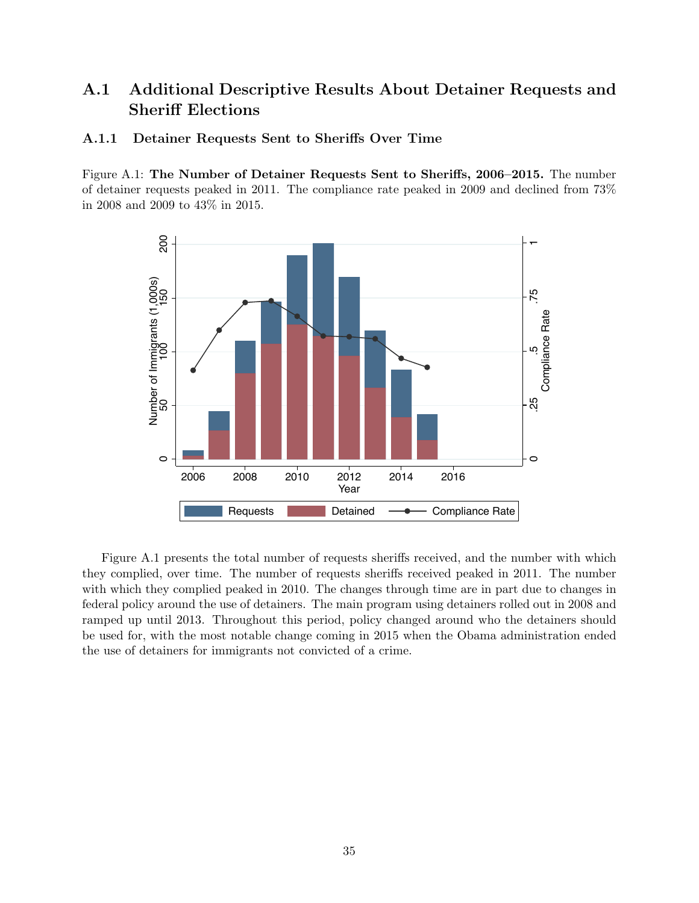## A.1 Additional Descriptive Results About Detainer Requests and Sheriff Elections

### A.1.1 Detainer Requests Sent to Sheriffs Over Time

Figure A.1: **The Number of Detainer Requests Sent to Sheriffs, 2006–2015.** The number of detainer requests peaked in 2011. The compliance rate peaked in 2009 and declined from 73% in 2008 and 2009 to 43% in 2015.

Figure A.1 presents the total number of requests sheriffs received, and the number with which they complied, over time. The number of requests sheriffs received peaked in 2011. The number with which they complied peaked in 2010. The changes through time are in part due to changes in federal policy around the use of detainers. The main program using detainers rolled out in 2008 and ramped up until 2013. Throughout this period, policy changed around who the detainers should be used for, with the most notable change coming in 2015 when the Obama administration ended the use of detainers for immigrants not convicted of a crime.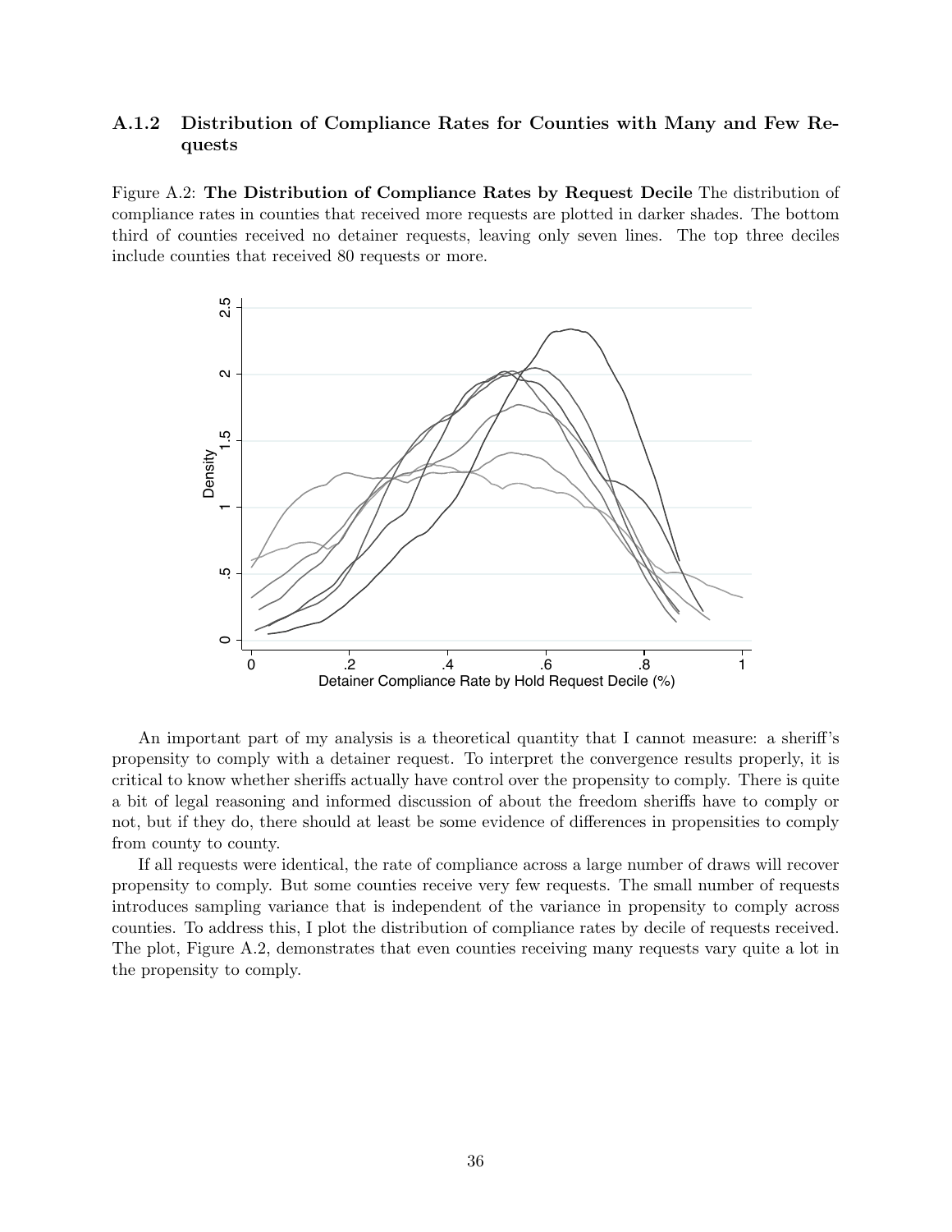### A.1.2 Distribution of Compliance Rates for Counties with Many and Few Requests

Figure A.2: **The Distribution of Compliance Rates by Request Decile** The distribution of compliance rates in counties that received more requests are plotted in darker shades. The bottom third of counties received no detainer requests, leaving only seven lines. The top three deciles include counties that received 80 requests or more.

An important part of my analysis is a theoretical quantity that I cannot measure: a sheriff's propensity to comply with a detainer request. To interpret the convergence results properly, it is critical to know whether sheriffs actually have control over the propensity to comply. There is quite a bit of legal reasoning and informed discussion of about the freedom sheriffs have to comply or not, but if they do, there should at least be some evidence of differences in propensities to comply from county to county.

If all requests were identical, the rate of compliance across a large number of draws will recover propensity to comply. But some counties receive very few requests. The small number of requests introduces sampling variance that is independent of the variance in propensity to comply across counties. To address this, I plot the distribution of compliance rates by decile of requests received. The plot, Figure A.2, demonstrates that even counties receiving many requests vary quite a lot in the propensity to comply.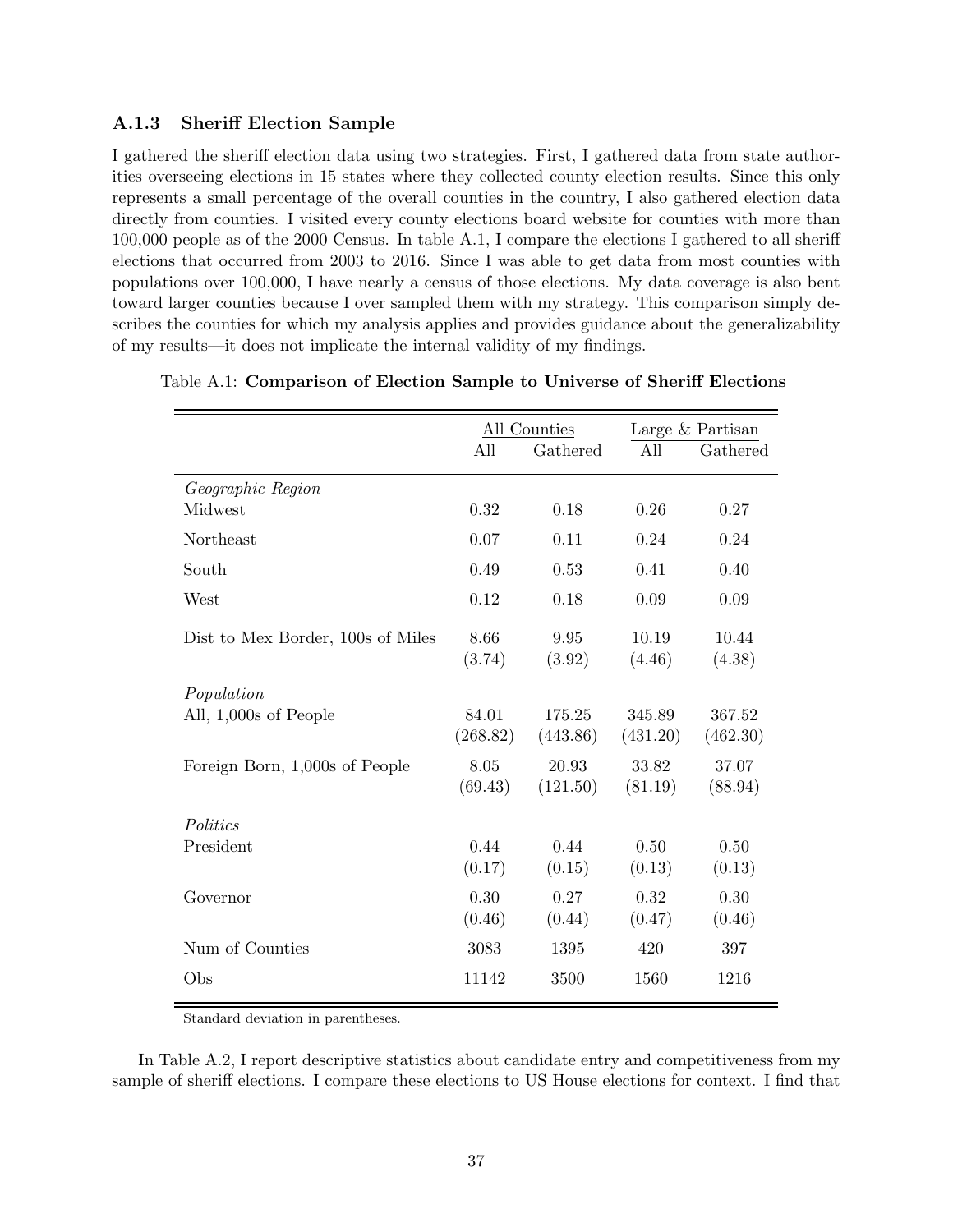### A.1.3 Sheriff Election Sample

I gathered the sheriff election data using two strategies. First, I gathered data from state authorities overseeing elections in 15 states where they collected county election results. Since this only represents a small percentage of the overall counties in the country, I also gathered election data directly from counties. I visited every county elections board website for counties with more than 100,000 people as of the 2000 Census. In table A.1, I compare the elections I gathered to all sheriff elections that occurred from 2003 to 2016. Since I was able to get data from most counties with populations over 100,000, I have nearly a census of those elections. My data coverage is also bent toward larger counties because I over sampled them with my strategy. This comparison simply describes the counties for which my analysis applies and provides guidance about the generalizability of my results—it does not implicate the internal validity of my findings.

Table A.1: **Comparison of Election Sample to Universe of Sheriff Elections**

| | All Counties | | Large & Partisan | |
|---|---|---|---|---|
| | All | Gathered | All | Gathered |
| *Geographic Region* | | | | |
| Midwest | 0.32 | 0.18 | 0.26 | 0.27 |
| Northeast | 0.07 | 0.11 | 0.24 | 0.24 |
| South | 0.49 | 0.53 | 0.41 | 0.40 |
| West | 0.12 | 0.18 | 0.09 | 0.09 |
| Dist to Mex Border, 100s of Miles | 8.66 | 9.95 | 10.19 | 10.44 |
| | (3.74) | (3.92) | (4.46) | (4.38) |
| *Population* | | | | |
| All, 1,000s of People | 84.01 | 175.25 | 345.89 | 367.52 |
| | (268.82) | (443.86) | (431.20) | (462.30) |
| Foreign Born, 1,000s of People | 8.05 | 20.93 | 33.82 | 37.07 |
| | (69.43) | (121.50) | (81.19) | (88.94) |
| *Politics* | | | | |
| President | 0.44 | 0.44 | 0.50 | 0.50 |
| | (0.17) | (0.15) | (0.13) | (0.13) |
| Governor | 0.30 | 0.27 | 0.32 | 0.30 |
| | (0.46) | (0.44) | (0.47) | (0.46) |
| Num of Counties | 3083 | 1395 | 420 | 397 |
| Obs | 11142 | 3500 | 1560 | 1216 |

Standard deviation in parentheses.

In Table A.2, I report descriptive statistics about candidate entry and competitiveness from my sample of sheriff elections. I compare these elections to US House elections for context. I find that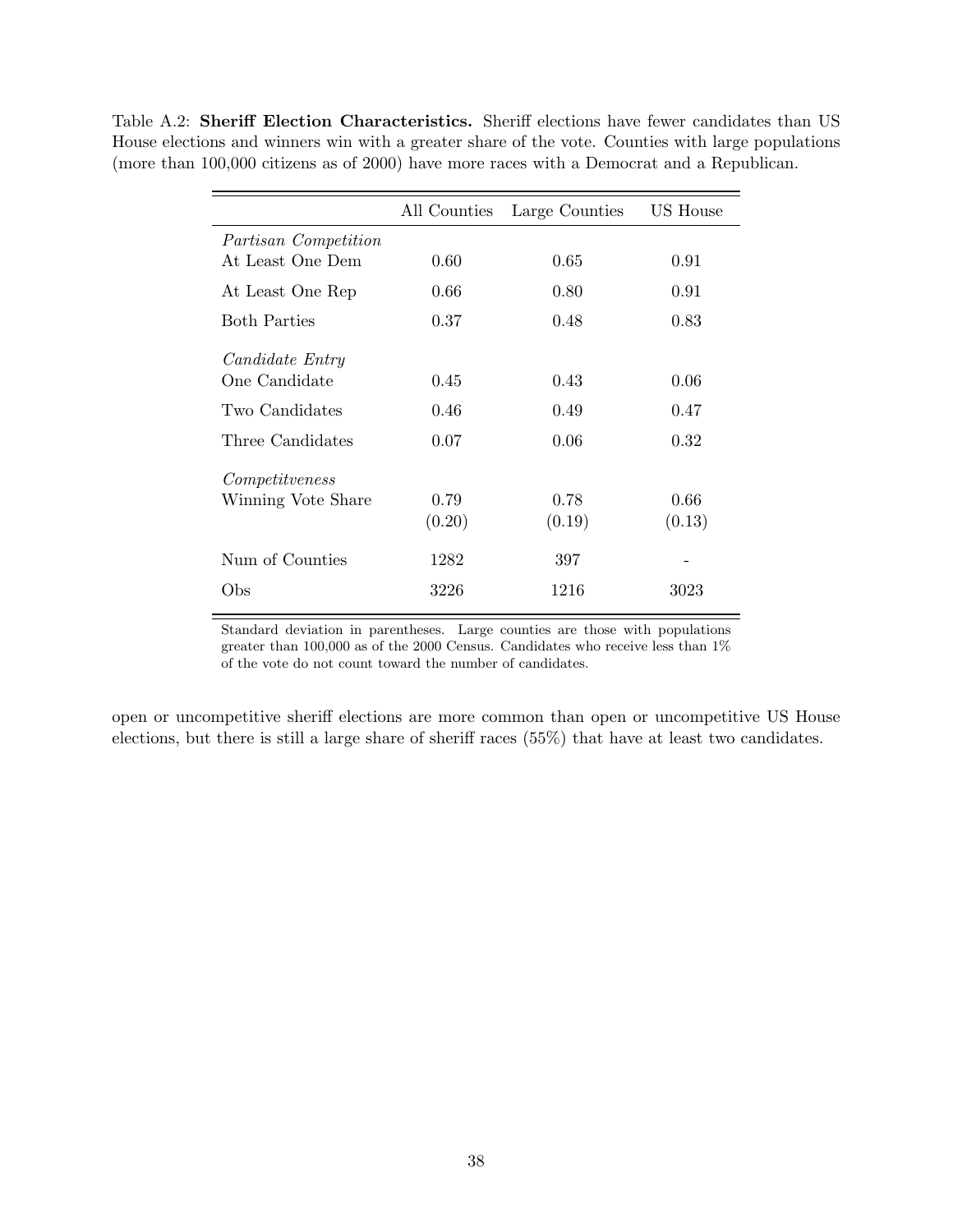Table A.2: **Sheriff Election Characteristics.** Sheriff elections have fewer candidates than US House elections and winners win with a greater share of the vote. Counties with large populations (more than 100,000 citizens as of 2000) have more races with a Democrat and a Republican.

| | All Counties | Large Counties | US House |
|---|---|---|---|
| *Partisan Competition* | | | |
| At Least One Dem | 0.60 | 0.65 | 0.91 |
| At Least One Rep | 0.66 | 0.80 | 0.91 |
| Both Parties | 0.37 | 0.48 | 0.83 |
| *Candidate Entry* | | | |
| One Candidate | 0.45 | 0.43 | 0.06 |
| Two Candidates | 0.46 | 0.49 | 0.47 |
| Three Candidates | 0.07 | 0.06 | 0.32 |
| *Competitveness* | | | |
| Winning Vote Share | 0.79 | 0.78 | 0.66 |
| | (0.20) | (0.19) | (0.13) |
| Num of Counties | 1282 | 397 | - |
| Obs | 3226 | 1216 | 3023 |

Standard deviation in parentheses. Large counties are those with populations greater than 100,000 as of the 2000 Census. Candidates who receive less than 1% of the vote do not count toward the number of candidates.

open or uncompetitive sheriff elections are more common than open or uncompetitive US House elections, but there is still a large share of sheriff races (55%) that have at least two candidates.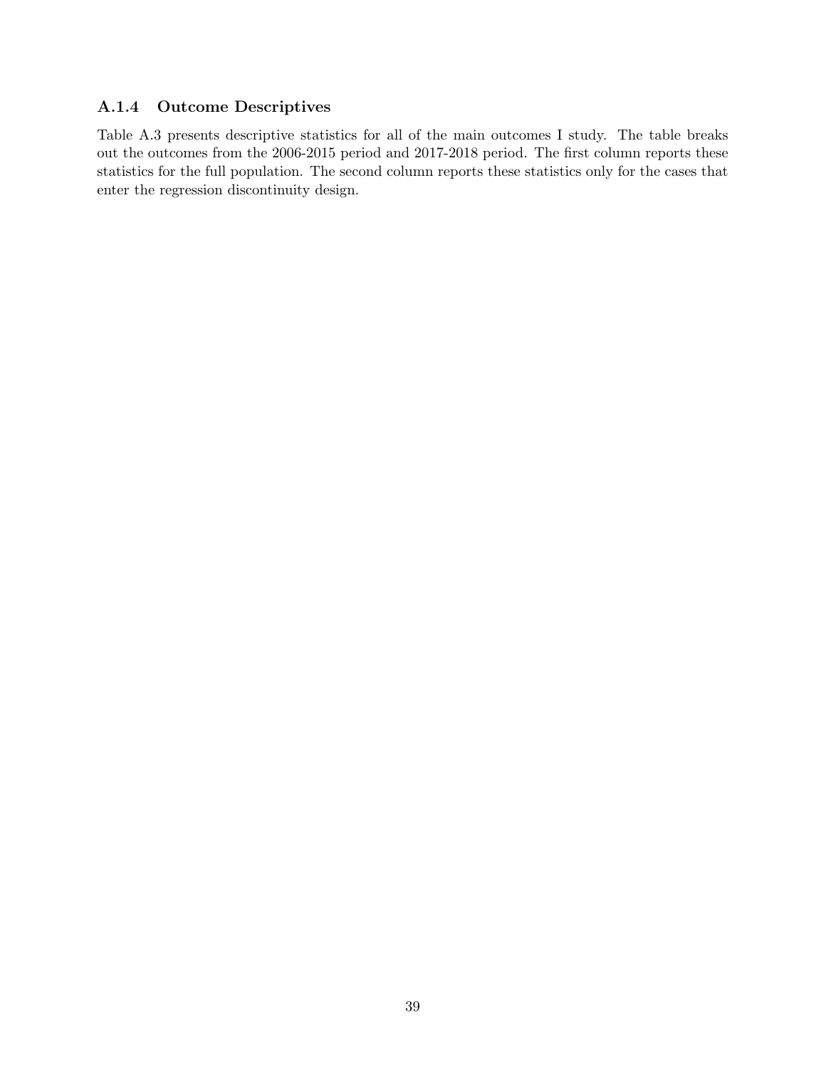### A.1.4 Outcome Descriptives

Table A.3 presents descriptive statistics for all of the main outcomes I study. The table breaks out the outcomes from the 2006-2015 period and 2017-2018 period. The first column reports these statistics for the full population. The second column reports these statistics only for the cases that enter the regression discontinuity design.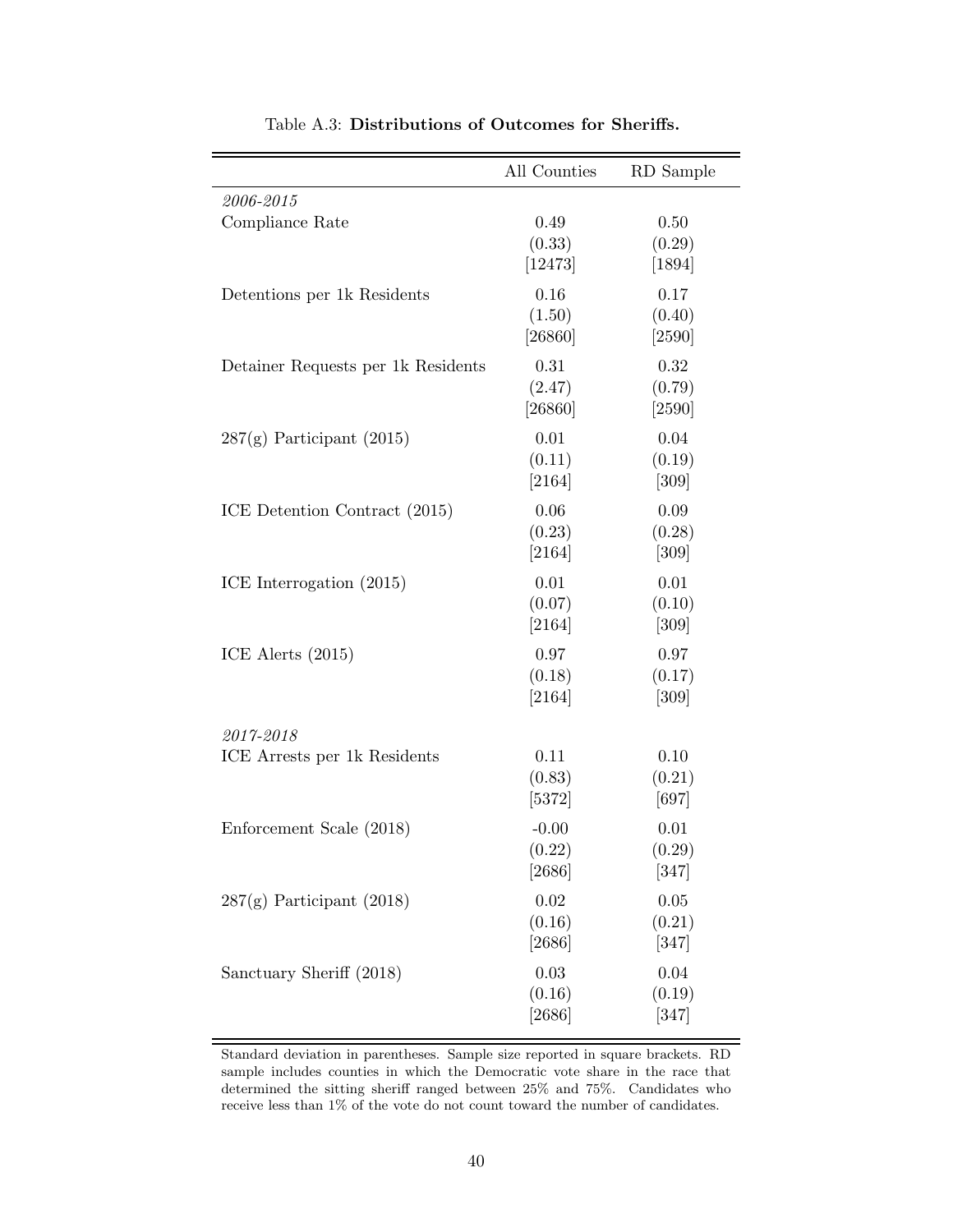Table A.3: **Distributions of Outcomes for Sheriffs.**

| | All Counties | RD Sample |
|---|---|---|
| *2006-2015* | | |
| Compliance Rate | 0.49 | 0.50 |
| | (0.33) | (0.29) |
| | [12473] | [1894] |
| Detentions per 1k Residents | 0.16 | 0.17 |
| | (1.50) | (0.40) |
| | [26860] | [2590] |
| Detainer Requests per 1k Residents | 0.31 | 0.32 |
| | (2.47) | (0.79) |
| | [26860] | [2590] |
| 287(g) Participant (2015) | 0.01 | 0.04 |
| | (0.11) | (0.19) |
| | [2164] | [309] |
| ICE Detention Contract (2015) | 0.06 | 0.09 |
| | (0.23) | (0.28) |
| | [2164] | [309] |
| ICE Interrogation (2015) | 0.01 | 0.01 |
| | (0.07) | (0.10) |
| | [2164] | [309] |
| ICE Alerts (2015) | 0.97 | 0.97 |
| | (0.18) | (0.17) |
| | [2164] | [309] |
| *2017-2018* | | |
| ICE Arrests per 1k Residents | 0.11 | 0.10 |
| | (0.83) | (0.21) |
| | [5372] | [697] |
| Enforcement Scale (2018) | -0.00 | 0.01 |
| | (0.22) | (0.29) |
| | [2686] | [347] |
| 287(g) Participant (2018) | 0.02 | 0.05 |
| | (0.16) | (0.21) |
| | [2686] | [347] |
| Sanctuary Sheriff (2018) | 0.03 | 0.04 |
| | (0.16) | (0.19) |
| | [2686] | [347] |

Standard deviation in parentheses. Sample size reported in square brackets. RD sample includes counties in which the Democratic vote share in the race that determined the sitting sheriff ranged between 25% and 75%. Candidates who receive less than 1% of the vote do not count toward the number of candidates.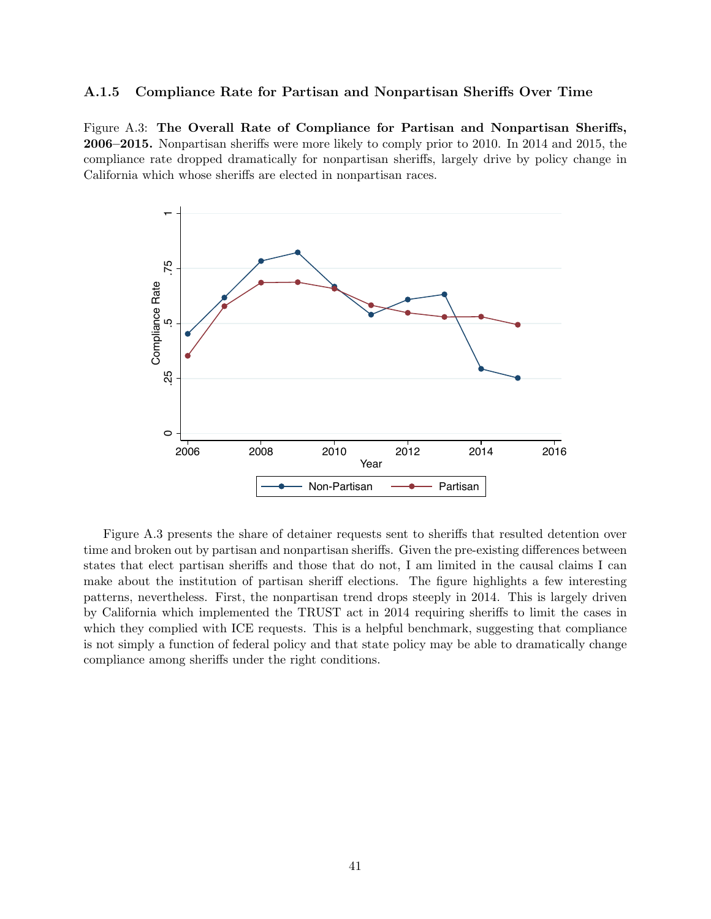### A.1.5 Compliance Rate for Partisan and Nonpartisan Sheriffs Over Time

Figure A.3: **The Overall Rate of Compliance for Partisan and Nonpartisan Sheriffs, 2006–2015.** Nonpartisan sheriffs were more likely to comply prior to 2010. In 2014 and 2015, the compliance rate dropped dramatically for nonpartisan sheriffs, largely drive by policy change in California which whose sheriffs are elected in nonpartisan races.

Figure A.3 presents the share of detainer requests sent to sheriffs that resulted detention over time and broken out by partisan and nonpartisan sheriffs. Given the pre-existing differences between states that elect partisan sheriffs and those that do not, I am limited in the causal claims I can make about the institution of partisan sheriff elections. The figure highlights a few interesting patterns, nevertheless. First, the nonpartisan trend drops steeply in 2014. This is largely driven by California which implemented the TRUST act in 2014 requiring sheriffs to limit the cases in which they complied with ICE requests. This is a helpful benchmark, suggesting that compliance is not simply a function of federal policy and that state policy may be able to dramatically change compliance among sheriffs under the right conditions.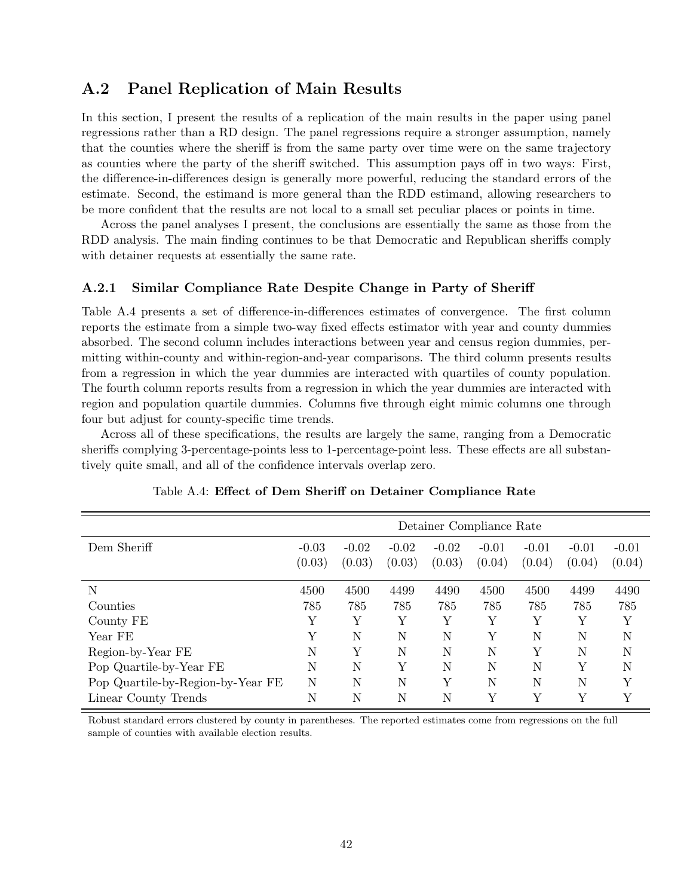## A.2 Panel Replication of Main Results

In this section, I present the results of a replication of the main results in the paper using panel regressions rather than a RD design. The panel regressions require a stronger assumption, namely that the counties where the sheriff is from the same party over time were on the same trajectory as counties where the party of the sheriff switched. This assumption pays off in two ways: First, the difference-in-differences design is generally more powerful, reducing the standard errors of the estimate. Second, the estimand is more general than the RDD estimand, allowing researchers to be more confident that the results are not local to a small set peculiar places or points in time.

Across the panel analyses I present, the conclusions are essentially the same as those from the RDD analysis. The main finding continues to be that Democratic and Republican sheriffs comply with detainer requests at essentially the same rate.

### A.2.1 Similar Compliance Rate Despite Change in Party of Sheriff

Table A.4 presents a set of difference-in-differences estimates of convergence. The first column reports the estimate from a simple two-way fixed effects estimator with year and county dummies absorbed. The second column includes interactions between year and census region dummies, permitting within-county and within-region-and-year comparisons. The third column presents results from a regression in which the year dummies are interacted with quartiles of county population. The fourth column reports results from a regression in which the year dummies are interacted with region and population quartile dummies. Columns five through eight mimic columns one through four but adjust for county-specific time trends.

Across all of these specifications, the results are largely the same, ranging from a Democratic sheriffs complying 3-percentage-points less to 1-percentage-point less. These effects are all substantively quite small, and all of the confidence intervals overlap zero.

Table A.4: **Effect of Dem Sheriff on Detainer Compliance Rate**

| | Detainer Compliance Rate | | | | | | | |
|---|---|---|---|---|---|---|---|---|
| Dem Sheriff | -0.03 | -0.02 | -0.02 | -0.02 | -0.01 | -0.01 | -0.01 | -0.01 |
| | (0.03) | (0.03) | (0.03) | (0.03) | (0.04) | (0.04) | (0.04) | (0.04) |
| N | 4500 | 4500 | 4499 | 4490 | 4500 | 4500 | 4499 | 4490 |
| Counties | 785 | 785 | 785 | 785 | 785 | 785 | 785 | 785 |
| County FE | Y | Y | Y | Y | Y | Y | Y | Y |
| Year FE | Y | N | N | N | Y | N | N | N |
| Region-by-Year FE | N | Y | N | N | N | Y | N | N |
| Pop Quartile-by-Year FE | N | N | Y | N | N | N | Y | N |
| Pop Quartile-by-Region-by-Year FE | N | N | N | Y | N | N | N | Y |
| Linear County Trends | N | N | N | N | Y | Y | Y | Y |

Robust standard errors clustered by county in parentheses. The reported estimates come from regressions on the full sample of counties with available election results.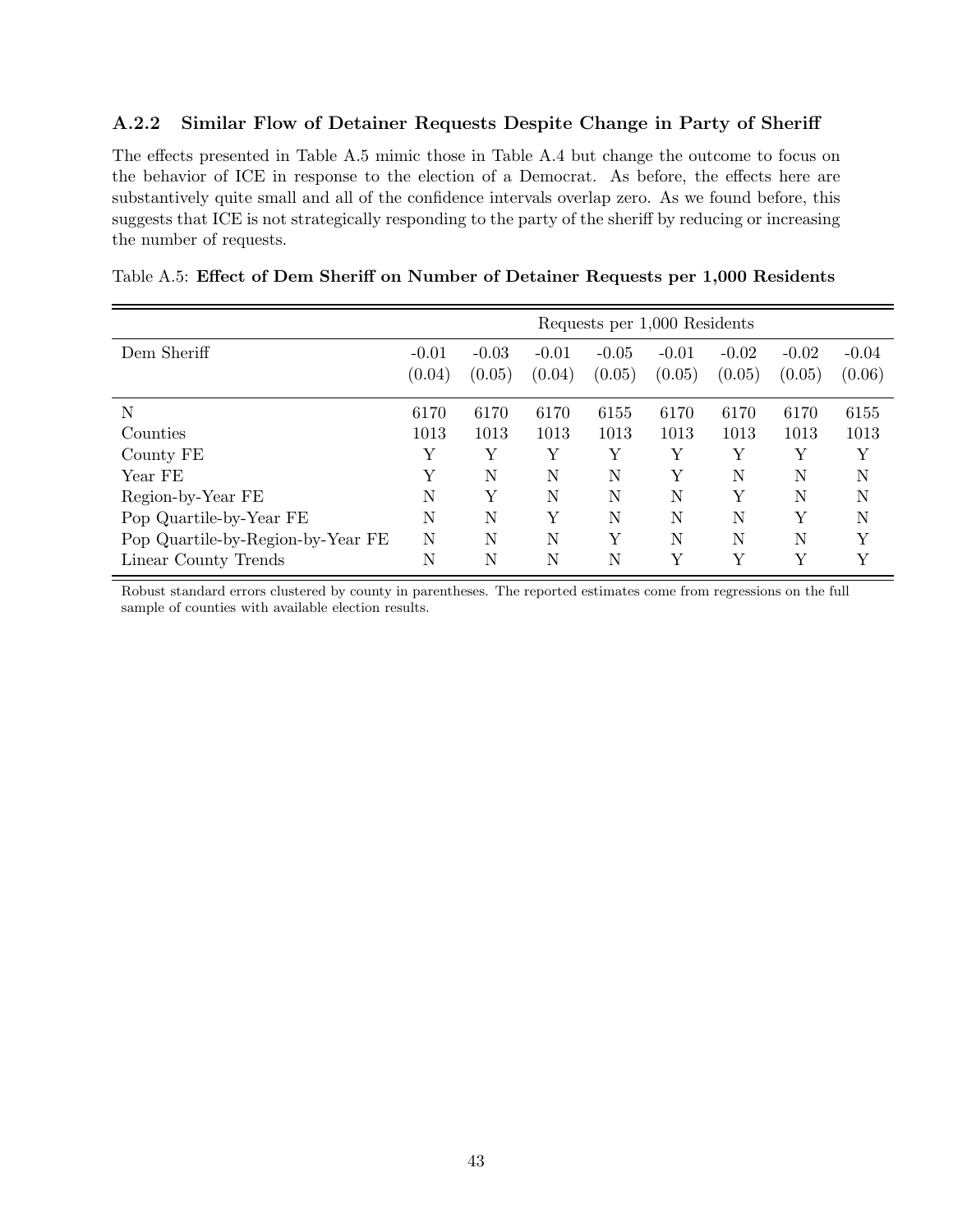### A.2.2 Similar Flow of Detainer Requests Despite Change in Party of Sheriff

The effects presented in Table A.5 mimic those in Table A.4 but change the outcome to focus on the behavior of ICE in response to the election of a Democrat. As before, the effects here are substantively quite small and all of the confidence intervals overlap zero. As we found before, this suggests that ICE is not strategically responding to the party of the sheriff by reducing or increasing the number of requests.

Table A.5: **Effect of Dem Sheriff on Number of Detainer Requests per 1,000 Residents**

| | Requests per 1,000 Residents | | | | | | | |
|---|---|---|---|---|---|---|---|---|
| Dem Sheriff | -0.01 | -0.03 | -0.01 | -0.05 | -0.01 | -0.02 | -0.02 | -0.04 |
| | (0.04) | (0.05) | (0.04) | (0.05) | (0.05) | (0.05) | (0.05) | (0.06) |
| N | 6170 | 6170 | 6170 | 6155 | 6170 | 6170 | 6170 | 6155 |
| Counties | 1013 | 1013 | 1013 | 1013 | 1013 | 1013 | 1013 | 1013 |
| County FE | Y | Y | Y | Y | Y | Y | Y | Y |
| Year FE | Y | N | N | N | Y | N | N | N |
| Region-by-Year FE | N | Y | N | N | N | Y | N | N |
| Pop Quartile-by-Year FE | N | N | Y | N | N | N | Y | N |
| Pop Quartile-by-Region-by-Year FE | N | N | N | Y | N | N | N | Y |
| Linear County Trends | N | N | N | N | Y | Y | Y | Y |

Robust standard errors clustered by county in parentheses. The reported estimates come from regressions on the full sample of counties with available election results.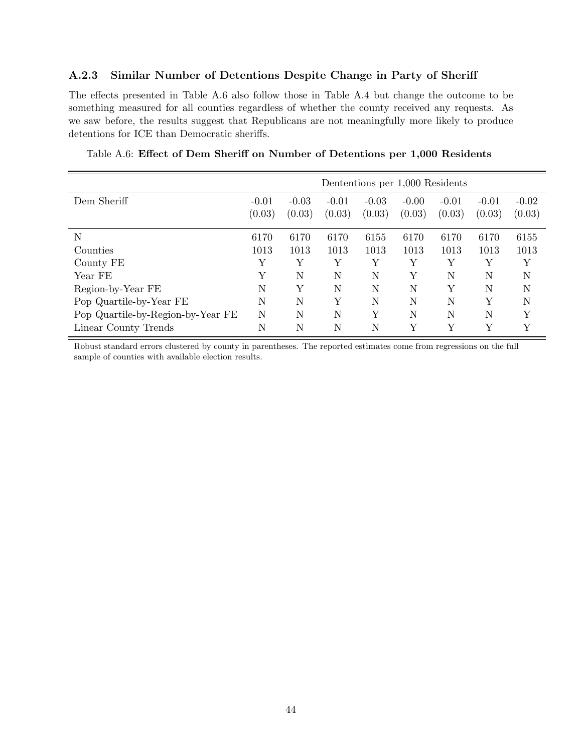### A.2.3 Similar Number of Detentions Despite Change in Party of Sheriff

The effects presented in Table A.6 also follow those in Table A.4 but change the outcome to be something measured for all counties regardless of whether the county received any requests. As we saw before, the results suggest that Republicans are not meaningfully more likely to produce detentions for ICE than Democratic sheriffs.

Table A.6: **Effect of Dem Sheriff on Number of Detentions per 1,000 Residents**

| | Dententions per 1,000 Residents | | | | | | | |
|---|---|---|---|---|---|---|---|---|
| Dem Sheriff | -0.01<br>(0.03) | -0.03<br>(0.03) | -0.01<br>(0.03) | -0.03<br>(0.03) | -0.00<br>(0.03) | -0.01<br>(0.03) | -0.01<br>(0.03) | -0.02<br>(0.03) |
| N | 6170 | 6170 | 6170 | 6155 | 6170 | 6170 | 6170 | 6155 |
| Counties | 1013 | 1013 | 1013 | 1013 | 1013 | 1013 | 1013 | 1013 |
| County FE | Y | Y | Y | Y | Y | Y | Y | Y |
| Year FE | Y | N | N | N | Y | N | N | N |
| Region-by-Year FE | N | Y | N | N | N | Y | N | N |
| Pop Quartile-by-Year FE | N | N | Y | N | N | N | Y | N |
| Pop Quartile-by-Region-by-Year FE | N | N | N | Y | N | N | N | Y |
| Linear County Trends | N | N | N | N | Y | Y | Y | Y |

Robust standard errors clustered by county in parentheses. The reported estimates come from regressions on the full sample of counties with available election results.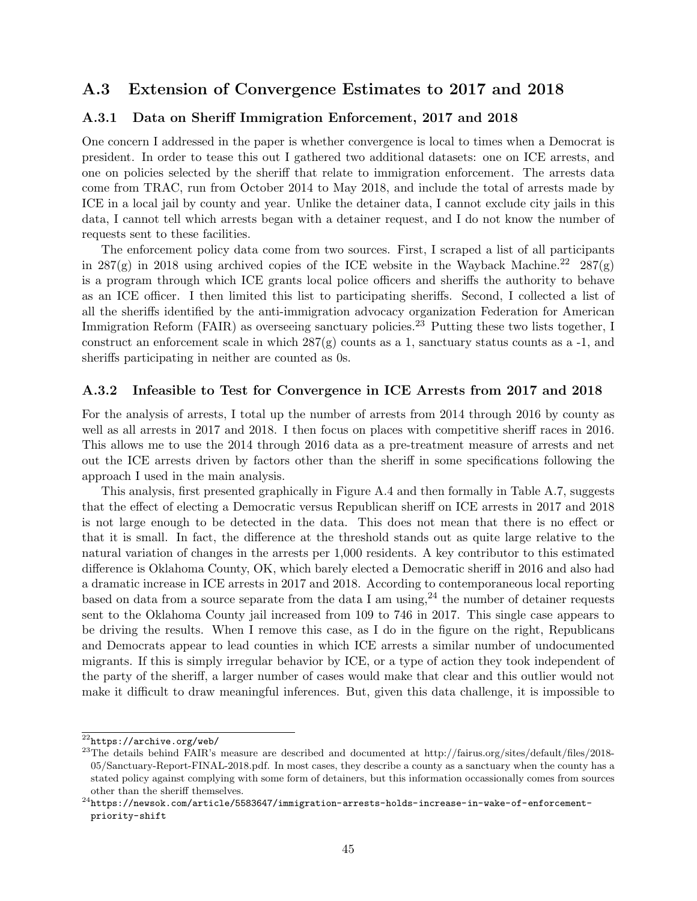## A.3 Extension of Convergence Estimates to 2017 and 2018

### A.3.1 Data on Sheriff Immigration Enforcement, 2017 and 2018

One concern I addressed in the paper is whether convergence is local to times when a Democrat is president. In order to tease this out I gathered two additional datasets: one on ICE arrests, and one on policies selected by the sheriff that relate to immigration enforcement. The arrests data come from TRAC, run from October 2014 to May 2018, and include the total of arrests made by ICE in a local jail by county and year. Unlike the detainer data, I cannot exclude city jails in this data, I cannot tell which arrests began with a detainer request, and I do not know the number of requests sent to these facilities.

The enforcement policy data come from two sources. First, I scraped a list of all participants in 287(g) in 2018 using archived copies of the ICE website in the Wayback Machine.[22] 287(g) is a program through which ICE grants local police officers and sheriffs the authority to behave as an ICE officer. I then limited this list to participating sheriffs. Second, I collected a list of all the sheriffs identified by the anti-immigration advocacy organization Federation for American Immigration Reform (FAIR) as overseeing sanctuary policies.[23] Putting these two lists together, I construct an enforcement scale in which 287(g) counts as a 1, sanctuary status counts as a -1, and sheriffs participating in neither are counted as 0s.

### A.3.2 Infeasible to Test for Convergence in ICE Arrests from 2017 and 2018

For the analysis of arrests, I total up the number of arrests from 2014 through 2016 by county as well as all arrests in 2017 and 2018. I then focus on places with competitive sheriff races in 2016. This allows me to use the 2014 through 2016 data as a pre-treatment measure of arrests and net out the ICE arrests driven by factors other than the sheriff in some specifications following the approach I used in the main analysis.

This analysis, first presented graphically in Figure A.4 and then formally in Table A.7, suggests that the effect of electing a Democratic versus Republican sheriff on ICE arrests in 2017 and 2018 is not large enough to be detected in the data. This does not mean that there is no effect or that it is small. In fact, the difference at the threshold stands out as quite large relative to the natural variation of changes in the arrests per 1,000 residents. A key contributor to this estimated difference is Oklahoma County, OK, which barely elected a Democratic sheriff in 2016 and also had a dramatic increase in ICE arrests in 2017 and 2018. According to contemporaneous local reporting based on data from a source separate from the data I am using,[24] the number of detainer requests sent to the Oklahoma County jail increased from 109 to 746 in 2017. This single case appears to be driving the results. When I remove this case, as I do in the figure on the right, Republicans and Democrats appear to lead counties in which ICE arrests a similar number of undocumented migrants. If this is simply irregular behavior by ICE, or a type of action they took independent of the party of the sheriff, a larger number of cases would make that clear and this outlier would not make it difficult to draw meaningful inferences. But, given this data challenge, it is impossible to

[22] `https://archive.org/web/`

[23] The details behind FAIR's measure are described and documented at http://fairus.org/sites/default/files/2018-05/Sanctuary-Report-FINAL-2018.pdf. In most cases, they describe a county as a sanctuary when the county has a stated policy against complying with some form of detainers, but this information occassionally comes from sources other than the sheriff themselves.

[24] `https://newsok.com/article/5583647/immigration-arrests-holds-increase-in-wake-of-enforcement-priority-shift`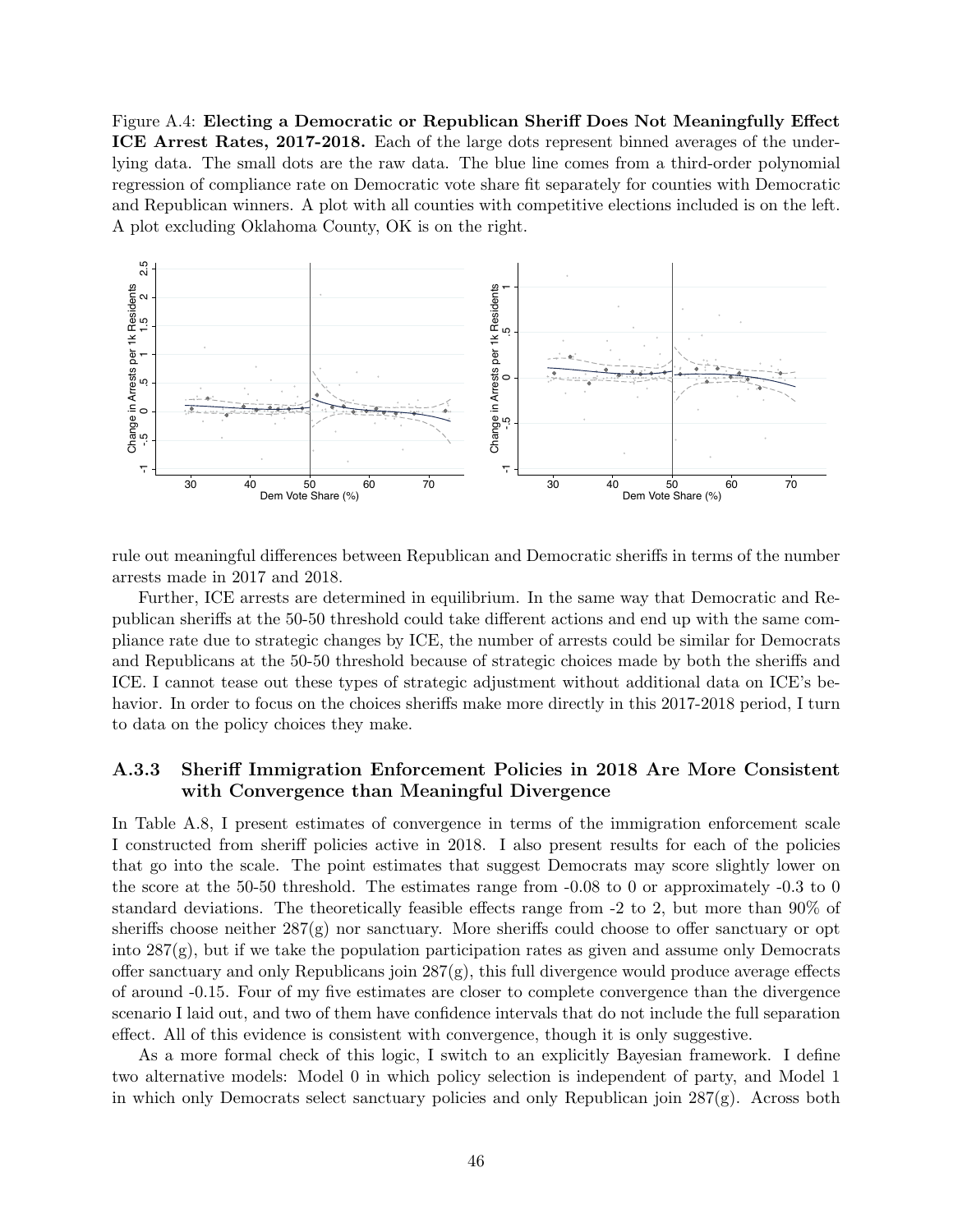Figure A.4: **Electing a Democratic or Republican Sheriff Does Not Meaningfully Effect ICE Arrest Rates, 2017-2018.** Each of the large dots represent binned averages of the underlying data. The small dots are the raw data. The blue line comes from a third-order polynomial regression of compliance rate on Democratic vote share fit separately for counties with Democratic and Republican winners. A plot with all counties with competitive elections included is on the left. A plot excluding Oklahoma County, OK is on the right.

rule out meaningful differences between Republican and Democratic sheriffs in terms of the number arrests made in 2017 and 2018.

Further, ICE arrests are determined in equilibrium. In the same way that Democratic and Republican sheriffs at the 50-50 threshold could take different actions and end up with the same compliance rate due to strategic changes by ICE, the number of arrests could be similar for Democrats and Republicans at the 50-50 threshold because of strategic choices made by both the sheriffs and ICE. I cannot tease out these types of strategic adjustment without additional data on ICE's behavior. In order to focus on the choices sheriffs make more directly in this 2017-2018 period, I turn to data on the policy choices they make.

### A.3.3 Sheriff Immigration Enforcement Policies in 2018 Are More Consistent with Convergence than Meaningful Divergence

In Table A.8, I present estimates of convergence in terms of the immigration enforcement scale I constructed from sheriff policies active in 2018. I also present results for each of the policies that go into the scale. The point estimates that suggest Democrats may score slightly lower on the score at the 50-50 threshold. The estimates range from -0.08 to 0 or approximately -0.3 to 0 standard deviations. The theoretically feasible effects range from -2 to 2, but more than 90% of sheriffs choose neither 287(g) nor sanctuary. More sheriffs could choose to offer sanctuary or opt into 287(g), but if we take the population participation rates as given and assume only Democrats offer sanctuary and only Republicans join 287(g), this full divergence would produce average effects of around -0.15. Four of my five estimates are closer to complete convergence than the divergence scenario I laid out, and two of them have confidence intervals that do not include the full separation effect. All of this evidence is consistent with convergence, though it is only suggestive.

As a more formal check of this logic, I switch to an explicitly Bayesian framework. I define two alternative models: Model 0 in which policy selection is independent of party, and Model 1 in which only Democrats select sanctuary policies and only Republican join 287(g). Across both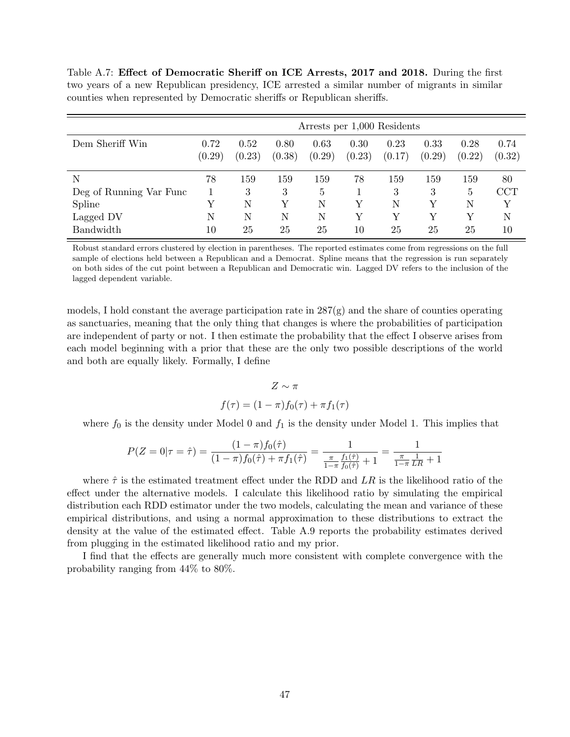Table A.7: **Effect of Democratic Sheriff on ICE Arrests, 2017 and 2018.** During the first two years of a new Republican presidency, ICE arrested a similar number of migrants in similar counties when represented by Democratic sheriffs or Republican sheriffs.

| | Arrests per 1,000 Residents | | | | | | | | |
|---|---|---|---|---|---|---|---|---|---|
| Dem Sheriff Win | 0.72 (0.29) | 0.52 (0.23) | 0.80 (0.38) | 0.63 (0.29) | 0.30 (0.23) | 0.23 (0.17) | 0.33 (0.29) | 0.28 (0.22) | 0.74 (0.32) |
| N | 78 | 159 | 159 | 159 | 78 | 159 | 159 | 159 | 80 |
| Deg of Running Var Func | 1 | 3 | 3 | 5 | 1 | 3 | 3 | 5 | CCT |
| Spline | Y | N | Y | N | Y | N | Y | N | Y |
| Lagged DV | N | N | N | N | Y | Y | Y | Y | N |
| Bandwidth | 10 | 25 | 25 | 25 | 10 | 25 | 25 | 25 | 10 |

Robust standard errors clustered by election in parentheses. The reported estimates come from regressions on the full sample of elections held between a Republican and a Democrat. Spline means that the regression is run separately on both sides of the cut point between a Republican and Democratic win. Lagged DV refers to the inclusion of the lagged dependent variable.

models, I hold constant the average participation rate in 287(g) and the share of counties operating as sanctuaries, meaning that the only thing that changes is where the probabilities of participation are independent of party or not. I then estimate the probability that the effect I observe arises from each model beginning with a prior that these are the only two possible descriptions of the world and both are equally likely. Formally, I define

$$Z \sim \pi$$

$$f(\tau) = (1-\pi) f_0(\tau) + \pi f_1(\tau)$$

where $f_0$ is the density under Model 0 and $f_1$ is the density under Model 1. This implies that

$$P(Z=0|\tau=\hat{\tau}) = \frac{(1-\pi) f_0(\hat{\tau})}{(1-\pi) f_0(\hat{\tau}) + \pi f_1(\hat{\tau})} = \frac{1}{\frac{\pi}{1-\pi}\frac{f_1(\hat{\tau})}{f_0(\hat{\tau})} + 1} = \frac{1}{\frac{\pi}{1-\pi}\frac{1}{LR} + 1}$$

where $\hat{\tau}$ is the estimated treatment effect under the RDD and $LR$ is the likelihood ratio of the effect under the alternative models. I calculate this likelihood ratio by simulating the empirical distribution each RDD estimator under the two models, calculating the mean and variance of these empirical distributions, and using a normal approximation to these distributions to extract the density at the value of the estimated effect. Table A.9 reports the probability estimates derived from plugging in the estimated likelihood ratio and my prior.

I find that the effects are generally much more consistent with complete convergence with the probability ranging from 44% to 80%.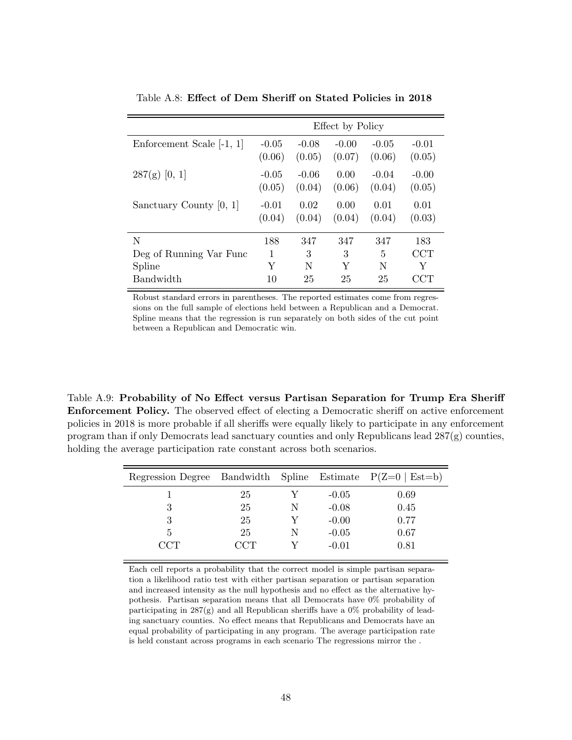Table A.8: **Effect of Dem Sheriff on Stated Policies in 2018**

| | Effect by Policy | | | | |
|---|---|---|---|---|---|
| Enforcement Scale [-1, 1] | -0.05 | -0.08 | -0.00 | -0.05 | -0.01 |
| | (0.06) | (0.05) | (0.07) | (0.06) | (0.05) |
| 287(g) [0, 1] | -0.05 | -0.06 | 0.00 | -0.04 | -0.00 |
| | (0.05) | (0.04) | (0.06) | (0.04) | (0.05) |
| Sanctuary County [0, 1] | -0.01 | 0.02 | 0.00 | 0.01 | 0.01 |
| | (0.04) | (0.04) | (0.04) | (0.04) | (0.03) |
| N | 188 | 347 | 347 | 347 | 183 |
| Deg of Running Var Func | 1 | 3 | 3 | 5 | CCT |
| Spline | Y | N | Y | N | Y |
| Bandwidth | 10 | 25 | 25 | 25 | CCT |

Robust standard errors in parentheses. The reported estimates come from regressions on the full sample of elections held between a Republican and a Democrat. Spline means that the regression is run separately on both sides of the cut point between a Republican and Democratic win.

Table A.9: **Probability of No Effect versus Partisan Separation for Trump Era Sheriff Enforcement Policy.** The observed effect of electing a Democratic sheriff on active enforcement policies in 2018 is more probable if all sheriffs were equally likely to participate in any enforcement program than if only Democrats lead sanctuary counties and only Republicans lead 287(g) counties, holding the average participation rate constant across both scenarios.

| Regression Degree | Bandwidth | Spline | Estimate | P(Z=0 \| Est=b) |
|---|---|---|---|---|
| 1 | 25 | Y | -0.05 | 0.69 |
| 3 | 25 | N | -0.08 | 0.45 |
| 3 | 25 | Y | -0.00 | 0.77 |
| 5 | 25 | N | -0.05 | 0.67 |
| CCT | CCT | Y | -0.01 | 0.81 |

Each cell reports a probability that the correct model is simple partisan separation a likelihood ratio test with either partisan separation or partisan separation and increased intensity as the null hypothesis and no effect as the alternative hypothesis. Partisan separation means that all Democrats have 0% probability of participating in 287(g) and all Republican sheriffs have a 0% probability of leading sanctuary counties. No effect means that Republicans and Democrats have an equal probability of participating in any program. The average participation rate is held constant across programs in each scenario The regressions mirror the .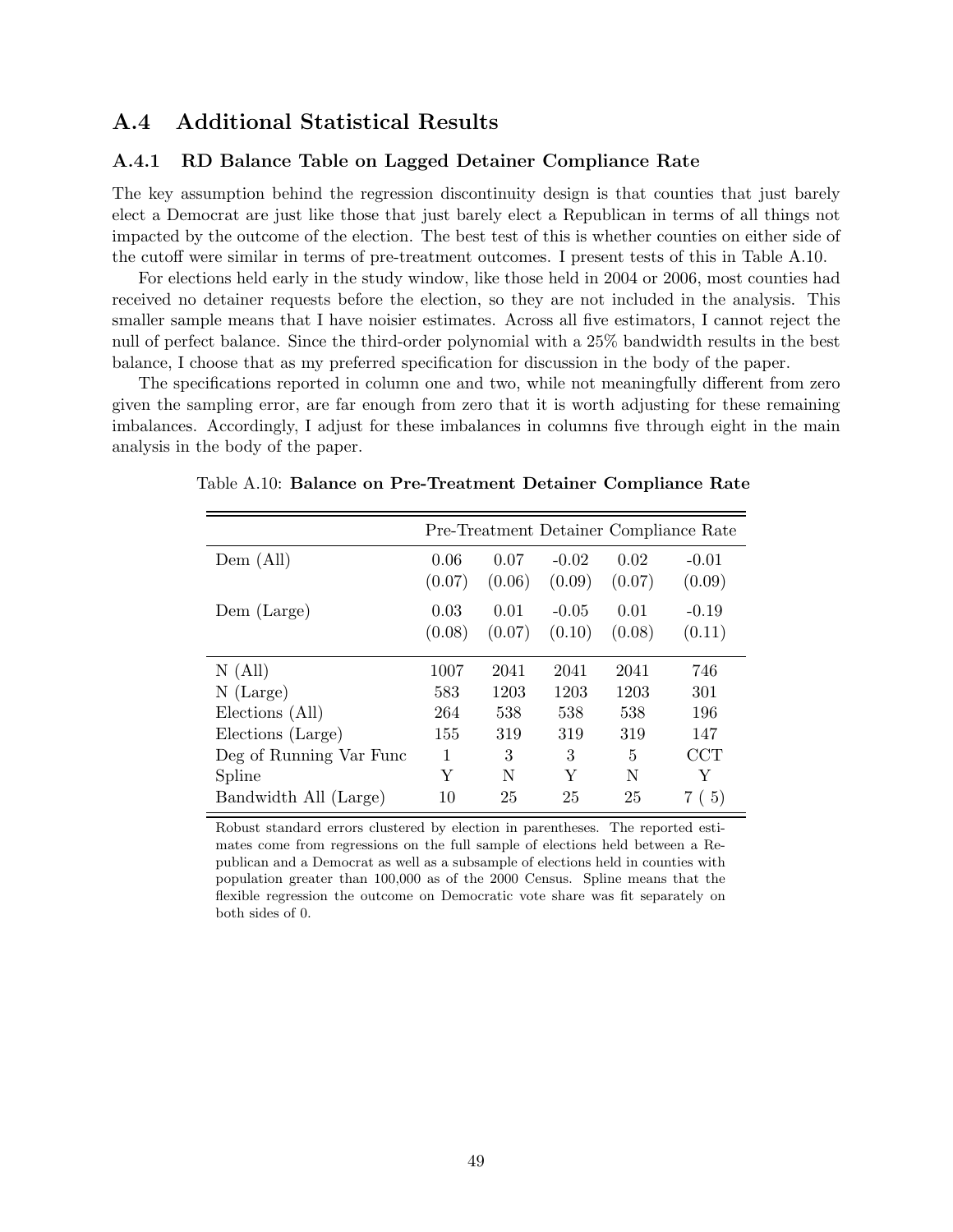## A.4 Additional Statistical Results

### A.4.1 RD Balance Table on Lagged Detainer Compliance Rate

The key assumption behind the regression discontinuity design is that counties that just barely elect a Democrat are just like those that just barely elect a Republican in terms of all things not impacted by the outcome of the election. The best test of this is whether counties on either side of the cutoff were similar in terms of pre-treatment outcomes. I present tests of this in Table A.10.

For elections held early in the study window, like those held in 2004 or 2006, most counties had received no detainer requests before the election, so they are not included in the analysis. This smaller sample means that I have noisier estimates. Across all five estimators, I cannot reject the null of perfect balance. Since the third-order polynomial with a 25% bandwidth results in the best balance, I choose that as my preferred specification for discussion in the body of the paper.

The specifications reported in column one and two, while not meaningfully different from zero given the sampling error, are far enough from zero that it is worth adjusting for these remaining imbalances. Accordingly, I adjust for these imbalances in columns five through eight in the main analysis in the body of the paper.

Table A.10: **Balance on Pre-Treatment Detainer Compliance Rate**

| | Pre-Treatment Detainer Compliance Rate | | | | |
|---|---|---|---|---|---|
| Dem (All) | 0.06 | 0.07 | -0.02 | 0.02 | -0.01 |
| | (0.07) | (0.06) | (0.09) | (0.07) | (0.09) |
| Dem (Large) | 0.03 | 0.01 | -0.05 | 0.01 | -0.19 |
| | (0.08) | (0.07) | (0.10) | (0.08) | (0.11) |
| N (All) | 1007 | 2041 | 2041 | 2041 | 746 |
| N (Large) | 583 | 1203 | 1203 | 1203 | 301 |
| Elections (All) | 264 | 538 | 538 | 538 | 196 |
| Elections (Large) | 155 | 319 | 319 | 319 | 147 |
| Deg of Running Var Func | 1 | 3 | 3 | 5 | CCT |
| Spline | Y | N | Y | N | Y |
| Bandwidth All (Large) | 10 | 25 | 25 | 25 | 7 ( 5) |

Robust standard errors clustered by election in parentheses. The reported estimates come from regressions on the full sample of elections held between a Republican and a Democrat as well as a subsample of elections held in counties with population greater than 100,000 as of the 2000 Census. Spline means that the flexible regression the outcome on Democratic vote share was fit separately on both sides of 0.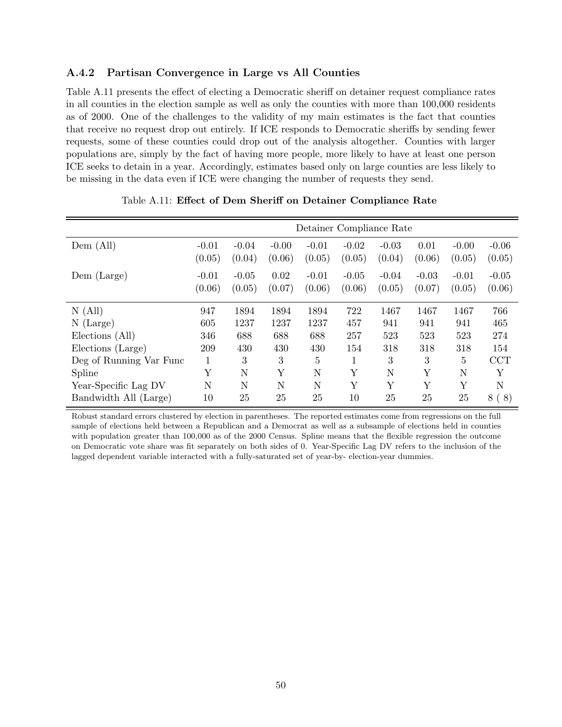### A.4.2 Partisan Convergence in Large vs All Counties

Table A.11 presents the effect of electing a Democratic sheriff on detainer request compliance rates in all counties in the election sample as well as only the counties with more than 100,000 residents as of 2000. One of the challenges to the validity of my main estimates is the fact that counties that receive no request drop out entirely. If ICE responds to Democratic sheriffs by sending fewer requests, some of these counties could drop out of the analysis altogether. Counties with larger populations are, simply by the fact of having more people, more likely to have at least one person ICE seeks to detain in a year. Accordingly, estimates based only on large counties are less likely to be missing in the data even if ICE were changing the number of requests they send.

Table A.11: **Effect of Dem Sheriff on Detainer Compliance Rate**

| | Detainer Compliance Rate | | | | | | | | |
|---|---|---|---|---|---|---|---|---|---|
| Dem (All) | -0.01 | -0.04 | -0.00 | -0.01 | -0.02 | -0.03 | 0.01 | -0.00 | -0.06 |
| | (0.05) | (0.04) | (0.06) | (0.05) | (0.05) | (0.04) | (0.06) | (0.05) | (0.05) |
| Dem (Large) | -0.01 | -0.05 | 0.02 | -0.01 | -0.05 | -0.04 | -0.03 | -0.01 | -0.05 |
| | (0.06) | (0.05) | (0.07) | (0.06) | (0.06) | (0.05) | (0.07) | (0.05) | (0.06) |
| N (All) | 947 | 1894 | 1894 | 1894 | 722 | 1467 | 1467 | 1467 | 766 |
| N (Large) | 605 | 1237 | 1237 | 1237 | 457 | 941 | 941 | 941 | 465 |
| Elections (All) | 346 | 688 | 688 | 688 | 257 | 523 | 523 | 523 | 274 |
| Elections (Large) | 209 | 430 | 430 | 430 | 154 | 318 | 318 | 318 | 154 |
| Deg of Running Var Func | 1 | 3 | 3 | 5 | 1 | 3 | 3 | 5 | CCT |
| Spline | Y | N | Y | N | Y | N | Y | N | Y |
| Year-Specific Lag DV | N | N | N | N | Y | Y | Y | Y | N |
| Bandwidth All (Large) | 10 | 25 | 25 | 25 | 10 | 25 | 25 | 25 | 8 ( 8) |

Robust standard errors clustered by election in parentheses. The reported estimates come from regressions on the full sample of elections held between a Republican and a Democrat as well as a subsample of elections held in counties with population greater than 100,000 as of the 2000 Census. Spline means that the flexible regression the outcome on Democratic vote share was fit separately on both sides of 0. Year-Specific Lag DV refers to the inclusion of the lagged dependent variable interacted with a fully-saturated set of year-by- election-year dummies.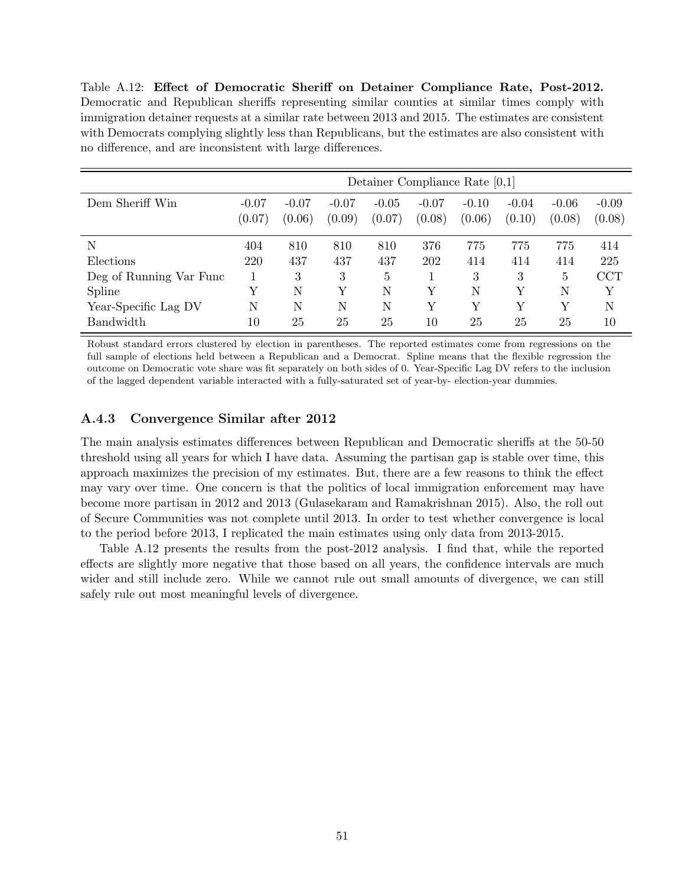Table A.12: **Effect of Democratic Sheriff on Detainer Compliance Rate, Post-2012.** Democratic and Republican sheriffs representing similar counties at similar times comply with immigration detainer requests at a similar rate between 2013 and 2015. The estimates are consistent with Democrats complying slightly less than Republicans, but the estimates are also consistent with no difference, and are inconsistent with large differences.

| | Detainer Compliance Rate [0,1] | | | | | | | | |
|---|---|---|---|---|---|---|---|---|---|
| Dem Sheriff Win | -0.07<br>(0.07) | -0.07<br>(0.06) | -0.07<br>(0.09) | -0.05<br>(0.07) | -0.07<br>(0.08) | -0.10<br>(0.06) | -0.04<br>(0.10) | -0.06<br>(0.08) | -0.09<br>(0.08) |
| N | 404 | 810 | 810 | 810 | 376 | 775 | 775 | 775 | 414 |
| Elections | 220 | 437 | 437 | 437 | 202 | 414 | 414 | 414 | 225 |
| Deg of Running Var Func | 1 | 3 | 3 | 5 | 1 | 3 | 3 | 5 | CCT |
| Spline | Y | N | Y | N | Y | N | Y | N | Y |
| Year-Specific Lag DV | N | N | N | N | Y | Y | Y | Y | N |
| Bandwidth | 10 | 25 | 25 | 25 | 10 | 25 | 25 | 25 | 10 |

Robust standard errors clustered by election in parentheses. The reported estimates come from regressions on the full sample of elections held between a Republican and a Democrat. Spline means that the flexible regression the outcome on Democratic vote share was fit separately on both sides of 0. Year-Specific Lag DV refers to the inclusion of the lagged dependent variable interacted with a fully-saturated set of year-by- election-year dummies.

### A.4.3 Convergence Similar after 2012

The main analysis estimates differences between Republican and Democratic sheriffs at the 50-50 threshold using all years for which I have data. Assuming the partisan gap is stable over time, this approach maximizes the precision of my estimates. But, there are a few reasons to think the effect may vary over time. One concern is that the politics of local immigration enforcement may have become more partisan in 2012 and 2013 (Gulasekaram and Ramakrishnan 2015). Also, the roll out of Secure Communities was not complete until 2013. In order to test whether convergence is local to the period before 2013, I replicated the main estimates using only data from 2013-2015.

Table A.12 presents the results from the post-2012 analysis. I find that, while the reported effects are slightly more negative that those based on all years, the confidence intervals are much wider and still include zero. While we cannot rule out small amounts of divergence, we can still safely rule out most meaningful levels of divergence.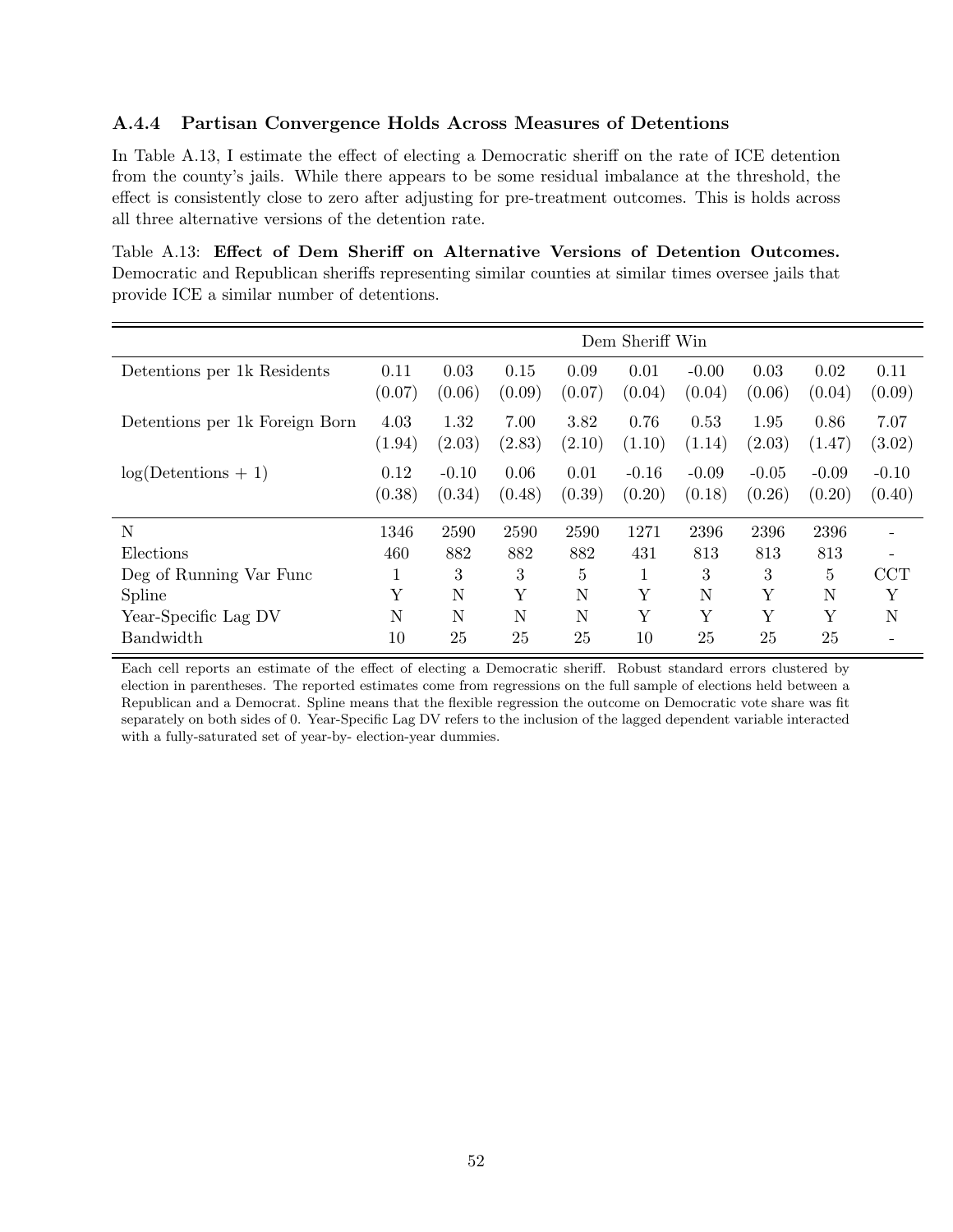### A.4.4 Partisan Convergence Holds Across Measures of Detentions

In Table A.13, I estimate the effect of electing a Democratic sheriff on the rate of ICE detention from the county's jails. While there appears to be some residual imbalance at the threshold, the effect is consistently close to zero after adjusting for pre-treatment outcomes. This is holds across all three alternative versions of the detention rate.

Table A.13: **Effect of Dem Sheriff on Alternative Versions of Detention Outcomes.** Democratic and Republican sheriffs representing similar counties at similar times oversee jails that provide ICE a similar number of detentions.

| | Dem Sheriff Win | | | | | | | | |
|---|---|---|---|---|---|---|---|---|---|
| Detentions per 1k Residents | 0.11 | 0.03 | 0.15 | 0.09 | 0.01 | -0.00 | 0.03 | 0.02 | 0.11 |
| | (0.07) | (0.06) | (0.09) | (0.07) | (0.04) | (0.04) | (0.06) | (0.04) | (0.09) |
| Detentions per 1k Foreign Born | 4.03 | 1.32 | 7.00 | 3.82 | 0.76 | 0.53 | 1.95 | 0.86 | 7.07 |
| | (1.94) | (2.03) | (2.83) | (2.10) | (1.10) | (1.14) | (2.03) | (1.47) | (3.02) |
| log(Detentions + 1) | 0.12 | -0.10 | 0.06 | 0.01 | -0.16 | -0.09 | -0.05 | -0.09 | -0.10 |
| | (0.38) | (0.34) | (0.48) | (0.39) | (0.20) | (0.18) | (0.26) | (0.20) | (0.40) |
| N | 1346 | 2590 | 2590 | 2590 | 1271 | 2396 | 2396 | 2396 | - |
| Elections | 460 | 882 | 882 | 882 | 431 | 813 | 813 | 813 | - |
| Deg of Running Var Func | 1 | 3 | 3 | 5 | 1 | 3 | 3 | 5 | CCT |
| Spline | Y | N | Y | N | Y | N | Y | N | Y |
| Year-Specific Lag DV | N | N | N | N | Y | Y | Y | Y | N |
| Bandwidth | 10 | 25 | 25 | 25 | 10 | 25 | 25 | 25 | - |

Each cell reports an estimate of the effect of electing a Democratic sheriff. Robust standard errors clustered by election in parentheses. The reported estimates come from regressions on the full sample of elections held between a Republican and a Democrat. Spline means that the flexible regression the outcome on Democratic vote share was fit separately on both sides of 0. Year-Specific Lag DV refers to the inclusion of the lagged dependent variable interacted with a fully-saturated set of year-by- election-year dummies.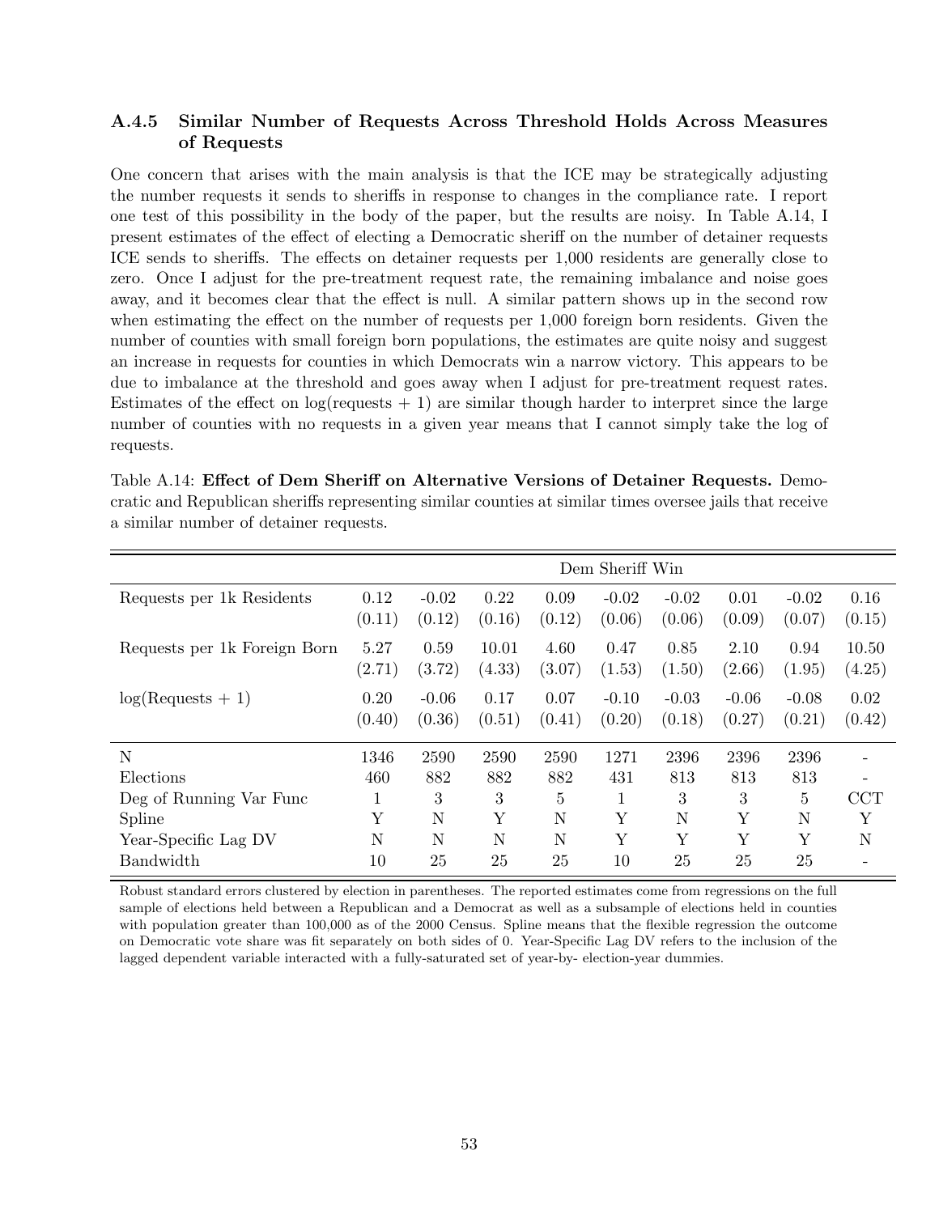### A.4.5 Similar Number of Requests Across Threshold Holds Across Measures of Requests

One concern that arises with the main analysis is that the ICE may be strategically adjusting the number requests it sends to sheriffs in response to changes in the compliance rate. I report one test of this possibility in the body of the paper, but the results are noisy. In Table A.14, I present estimates of the effect of electing a Democratic sheriff on the number of detainer requests ICE sends to sheriffs. The effects on detainer requests per 1,000 residents are generally close to zero. Once I adjust for the pre-treatment request rate, the remaining imbalance and noise goes away, and it becomes clear that the effect is null. A similar pattern shows up in the second row when estimating the effect on the number of requests per 1,000 foreign born residents. Given the number of counties with small foreign born populations, the estimates are quite noisy and suggest an increase in requests for counties in which Democrats win a narrow victory. This appears to be due to imbalance at the threshold and goes away when I adjust for pre-treatment request rates. Estimates of the effect on log(requests + 1) are similar though harder to interpret since the large number of counties with no requests in a given year means that I cannot simply take the log of requests.

Table A.14: **Effect of Dem Sheriff on Alternative Versions of Detainer Requests.** Democratic and Republican sheriffs representing similar counties at similar times oversee jails that receive a similar number of detainer requests.

| | Dem Sheriff Win | | | | | | | | |
|---|---|---|---|---|---|---|---|---|---|
| Requests per 1k Residents | 0.12 | -0.02 | 0.22 | 0.09 | -0.02 | -0.02 | 0.01 | -0.02 | 0.16 |
| | (0.11) | (0.12) | (0.16) | (0.12) | (0.06) | (0.06) | (0.09) | (0.07) | (0.15) |
| Requests per 1k Foreign Born | 5.27 | 0.59 | 10.01 | 4.60 | 0.47 | 0.85 | 2.10 | 0.94 | 10.50 |
| | (2.71) | (3.72) | (4.33) | (3.07) | (1.53) | (1.50) | (2.66) | (1.95) | (4.25) |
| log(Requests + 1) | 0.20 | -0.06 | 0.17 | 0.07 | -0.10 | -0.03 | -0.06 | -0.08 | 0.02 |
| | (0.40) | (0.36) | (0.51) | (0.41) | (0.20) | (0.18) | (0.27) | (0.21) | (0.42) |
| N | 1346 | 2590 | 2590 | 2590 | 1271 | 2396 | 2396 | 2396 | - |
| Elections | 460 | 882 | 882 | 882 | 431 | 813 | 813 | 813 | - |
| Deg of Running Var Func | 1 | 3 | 3 | 5 | 1 | 3 | 3 | 5 | CCT |
| Spline | Y | N | Y | N | Y | N | Y | N | Y |
| Year-Specific Lag DV | N | N | N | N | Y | Y | Y | Y | N |
| Bandwidth | 10 | 25 | 25 | 25 | 10 | 25 | 25 | 25 | - |

Robust standard errors clustered by election in parentheses. The reported estimates come from regressions on the full sample of elections held between a Republican and a Democrat as well as a subsample of elections held in counties with population greater than 100,000 as of the 2000 Census. Spline means that the flexible regression the outcome on Democratic vote share was fit separately on both sides of 0. Year-Specific Lag DV refers to the inclusion of the lagged dependent variable interacted with a fully-saturated set of year-by- election-year dummies.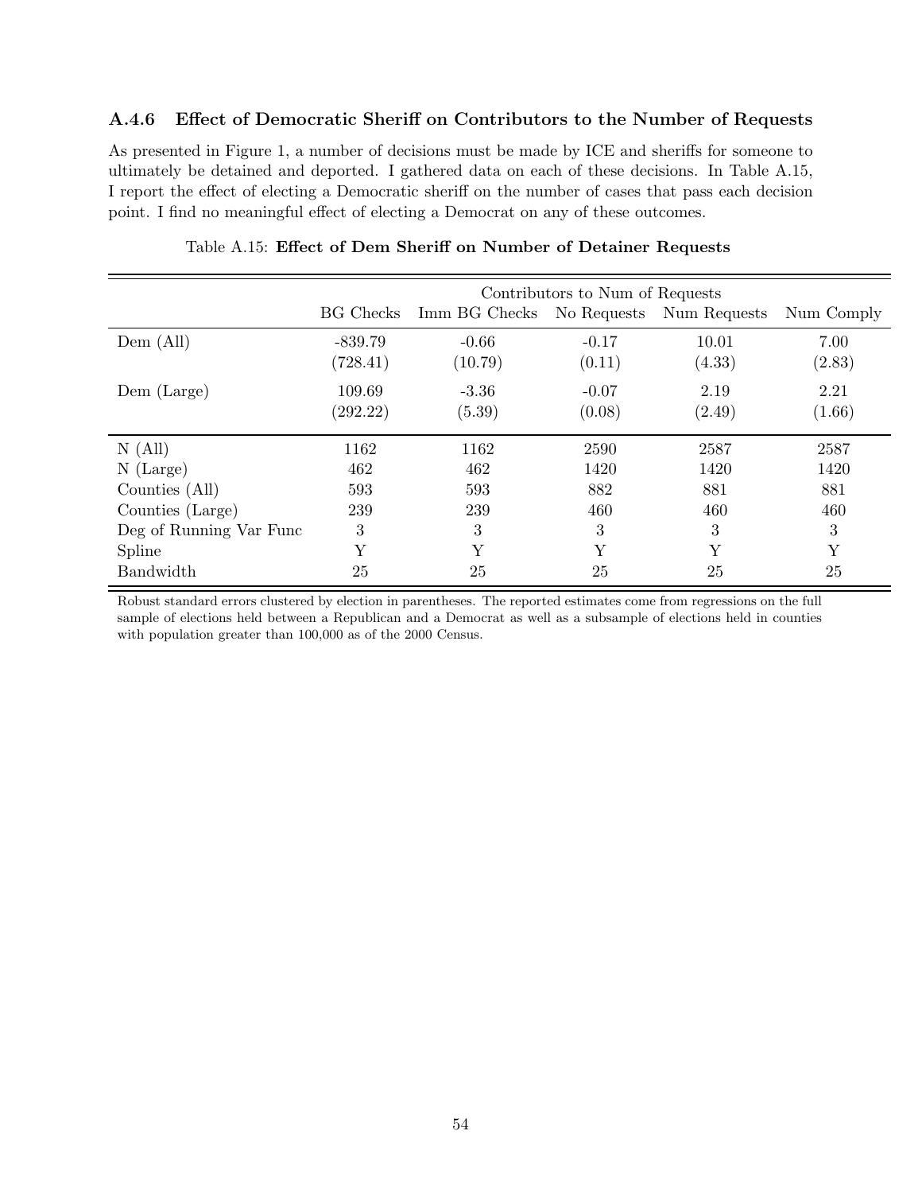### A.4.6 Effect of Democratic Sheriff on Contributors to the Number of Requests

As presented in Figure 1, a number of decisions must be made by ICE and sheriffs for someone to ultimately be detained and deported. I gathered data on each of these decisions. In Table A.15, I report the effect of electing a Democratic sheriff on the number of cases that pass each decision point. I find no meaningful effect of electing a Democrat on any of these outcomes.

Table A.15: **Effect of Dem Sheriff on Number of Detainer Requests**

| | Contributors to Num of Requests | | | | |
|---|---|---|---|---|---|
| | BG Checks | Imm BG Checks | No Requests | Num Requests | Num Comply |
| Dem (All) | -839.79 | -0.66 | -0.17 | 10.01 | 7.00 |
| | (728.41) | (10.79) | (0.11) | (4.33) | (2.83) |
| Dem (Large) | 109.69 | -3.36 | -0.07 | 2.19 | 2.21 |
| | (292.22) | (5.39) | (0.08) | (2.49) | (1.66) |
| N (All) | 1162 | 1162 | 2590 | 2587 | 2587 |
| N (Large) | 462 | 462 | 1420 | 1420 | 1420 |
| Counties (All) | 593 | 593 | 882 | 881 | 881 |
| Counties (Large) | 239 | 239 | 460 | 460 | 460 |
| Deg of Running Var Func | 3 | 3 | 3 | 3 | 3 |
| Spline | Y | Y | Y | Y | Y |
| Bandwidth | 25 | 25 | 25 | 25 | 25 |

Robust standard errors clustered by election in parentheses. The reported estimates come from regressions on the full sample of elections held between a Republican and a Democrat as well as a subsample of elections held in counties with population greater than 100,000 as of the 2000 Census.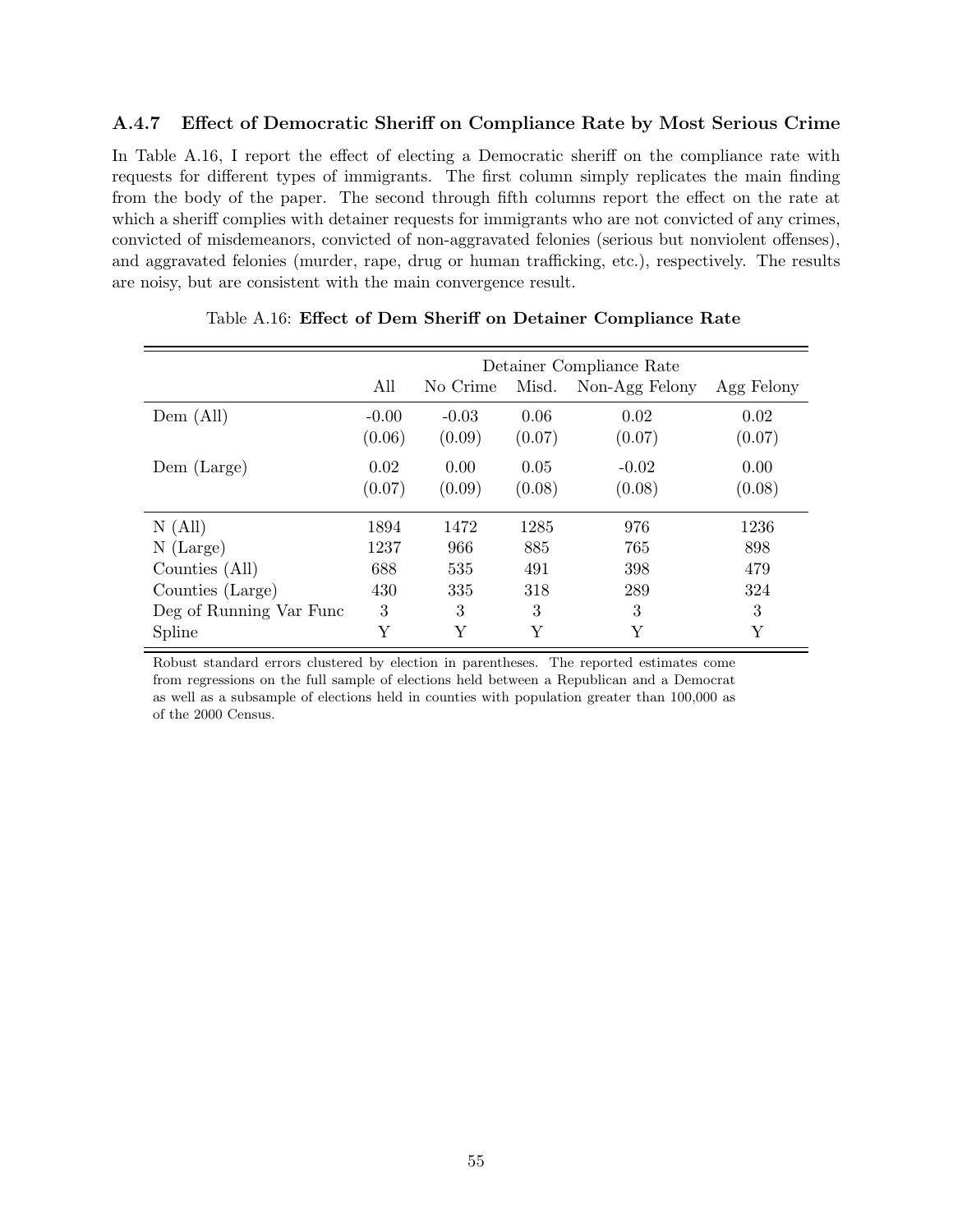### A.4.7 Effect of Democratic Sheriff on Compliance Rate by Most Serious Crime

In Table A.16, I report the effect of electing a Democratic sheriff on the compliance rate with requests for different types of immigrants. The first column simply replicates the main finding from the body of the paper. The second through fifth columns report the effect on the rate at which a sheriff complies with detainer requests for immigrants who are not convicted of any crimes, convicted of misdemeanors, convicted of non-aggravated felonies (serious but nonviolent offenses), and aggravated felonies (murder, rape, drug or human trafficking, etc.), respectively. The results are noisy, but are consistent with the main convergence result.

Table A.16: **Effect of Dem Sheriff on Detainer Compliance Rate**

| | Detainer Compliance Rate | | | | |
|---|---|---|---|---|---|
| | All | No Crime | Misd. | Non-Agg Felony | Agg Felony |
| Dem (All) | -0.00 | -0.03 | 0.06 | 0.02 | 0.02 |
| | (0.06) | (0.09) | (0.07) | (0.07) | (0.07) |
| Dem (Large) | 0.02 | 0.00 | 0.05 | -0.02 | 0.00 |
| | (0.07) | (0.09) | (0.08) | (0.08) | (0.08) |
| N (All) | 1894 | 1472 | 1285 | 976 | 1236 |
| N (Large) | 1237 | 966 | 885 | 765 | 898 |
| Counties (All) | 688 | 535 | 491 | 398 | 479 |
| Counties (Large) | 430 | 335 | 318 | 289 | 324 |
| Deg of Running Var Func | 3 | 3 | 3 | 3 | 3 |
| Spline | Y | Y | Y | Y | Y |

Robust standard errors clustered by election in parentheses. The reported estimates come from regressions on the full sample of elections held between a Republican and a Democrat as well as a subsample of elections held in counties with population greater than 100,000 as of the 2000 Census.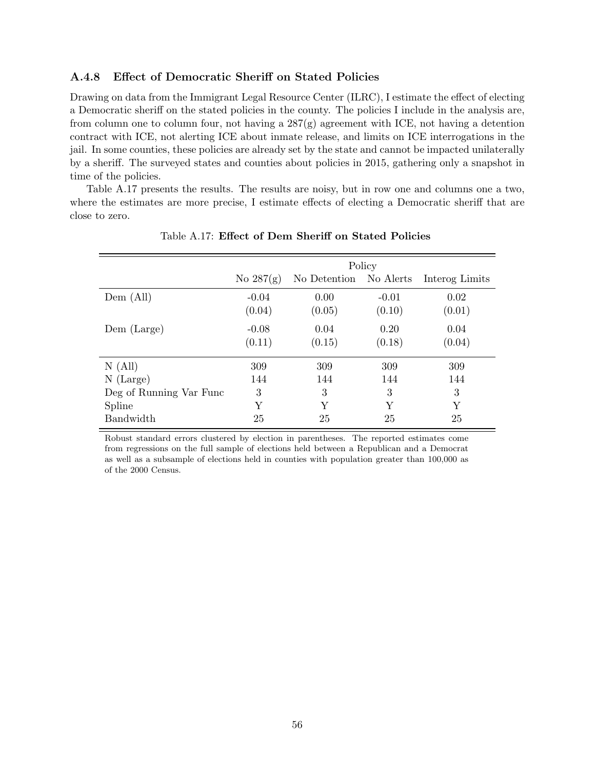### A.4.8 Effect of Democratic Sheriff on Stated Policies

Drawing on data from the Immigrant Legal Resource Center (ILRC), I estimate the effect of electing a Democratic sheriff on the stated policies in the county. The policies I include in the analysis are, from column one to column four, not having a 287(g) agreement with ICE, not having a detention contract with ICE, not alerting ICE about inmate release, and limits on ICE interrogations in the jail. In some counties, these policies are already set by the state and cannot be impacted unilaterally by a sheriff. The surveyed states and counties about policies in 2015, gathering only a snapshot in time of the policies.

Table A.17 presents the results. The results are noisy, but in row one and columns one a two, where the estimates are more precise, I estimate effects of electing a Democratic sheriff that are close to zero.

Table A.17: **Effect of Dem Sheriff on Stated Policies**

| | Policy | | | |
|---|---|---|---|---|
| | No 287(g) | No Detention | No Alerts | Interog Limits |
| Dem (All) | -0.04 | 0.00 | -0.01 | 0.02 |
| | (0.04) | (0.05) | (0.10) | (0.01) |
| Dem (Large) | -0.08 | 0.04 | 0.20 | 0.04 |
| | (0.11) | (0.15) | (0.18) | (0.04) |
| N (All) | 309 | 309 | 309 | 309 |
| N (Large) | 144 | 144 | 144 | 144 |
| Deg of Running Var Func | 3 | 3 | 3 | 3 |
| Spline | Y | Y | Y | Y |
| Bandwidth | 25 | 25 | 25 | 25 |

Robust standard errors clustered by election in parentheses. The reported estimates come from regressions on the full sample of elections held between a Republican and a Democrat as well as a subsample of elections held in counties with population greater than 100,000 as of the 2000 Census.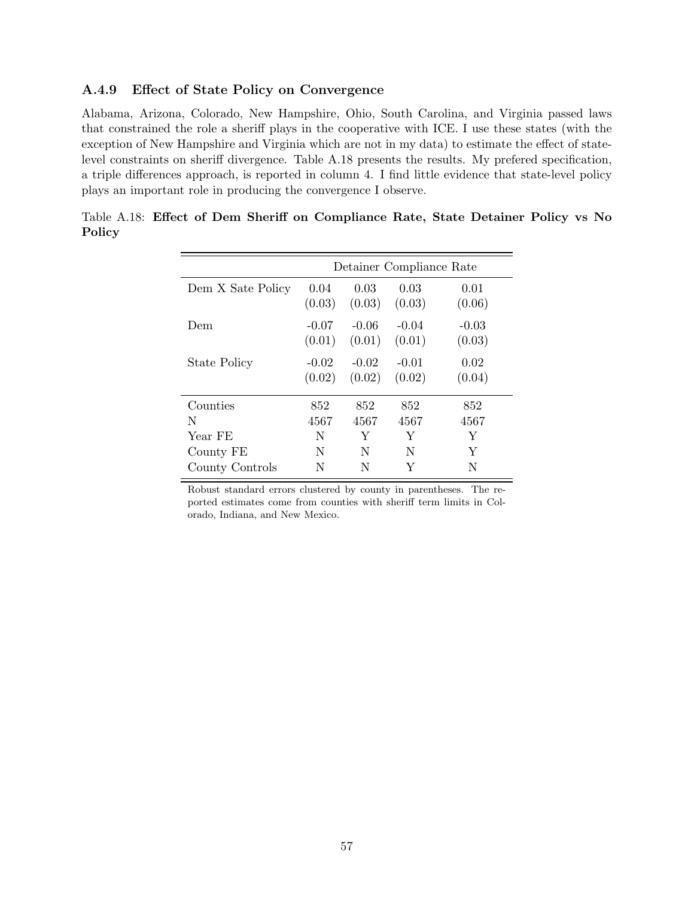### A.4.9 Effect of State Policy on Convergence

Alabama, Arizona, Colorado, New Hampshire, Ohio, South Carolina, and Virginia passed laws that constrained the role a sheriff plays in the cooperative with ICE. I use these states (with the exception of New Hampshire and Virginia which are not in my data) to estimate the effect of state-level constraints on sheriff divergence. Table A.18 presents the results. My prefered specification, a triple differences approach, is reported in column 4. I find little evidence that state-level policy plays an important role in producing the convergence I observe.

Table A.18: **Effect of Dem Sheriff on Compliance Rate, State Detainer Policy vs No Policy**

| | Detainer Compliance Rate | | | |
|---|---|---|---|---|
| Dem X Sate Policy | 0.04 | 0.03 | 0.03 | 0.01 |
| | (0.03) | (0.03) | (0.03) | (0.06) |
| Dem | -0.07 | -0.06 | -0.04 | -0.03 |
| | (0.01) | (0.01) | (0.01) | (0.03) |
| State Policy | -0.02 | -0.02 | -0.01 | 0.02 |
| | (0.02) | (0.02) | (0.02) | (0.04) |
| Counties | 852 | 852 | 852 | 852 |
| N | 4567 | 4567 | 4567 | 4567 |
| Year FE | N | Y | Y | Y |
| County FE | N | N | N | Y |
| County Controls | N | N | Y | N |

Robust standard errors clustered by county in parentheses. The reported estimates come from counties with sheriff term limits in Colorado, Indiana, and New Mexico.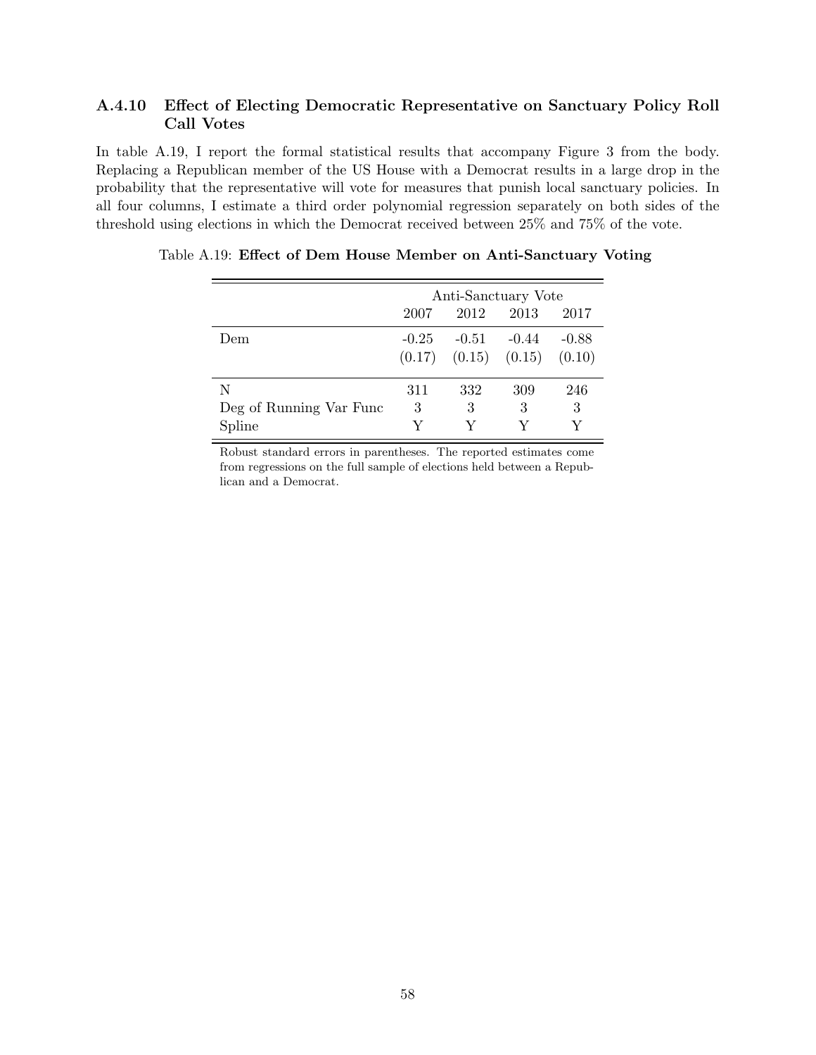### A.4.10 Effect of Electing Democratic Representative on Sanctuary Policy Roll Call Votes

In table A.19, I report the formal statistical results that accompany Figure 3 from the body. Replacing a Republican member of the US House with a Democrat results in a large drop in the probability that the representative will vote for measures that punish local sanctuary policies. In all four columns, I estimate a third order polynomial regression separately on both sides of the threshold using elections in which the Democrat received between 25% and 75% of the vote.

Table A.19: **Effect of Dem House Member on Anti-Sanctuary Voting**

| | Anti-Sanctuary Vote | | | |
|---|---|---|---|---|
| | 2007 | 2012 | 2013 | 2017 |
| Dem | -0.25 | -0.51 | -0.44 | -0.88 |
| | (0.17) | (0.15) | (0.15) | (0.10) |
| N | 311 | 332 | 309 | 246 |
| Deg of Running Var Func | 3 | 3 | 3 | 3 |
| Spline | Y | Y | Y | Y |

Robust standard errors in parentheses. The reported estimates come from regressions on the full sample of elections held between a Republican and a Democrat.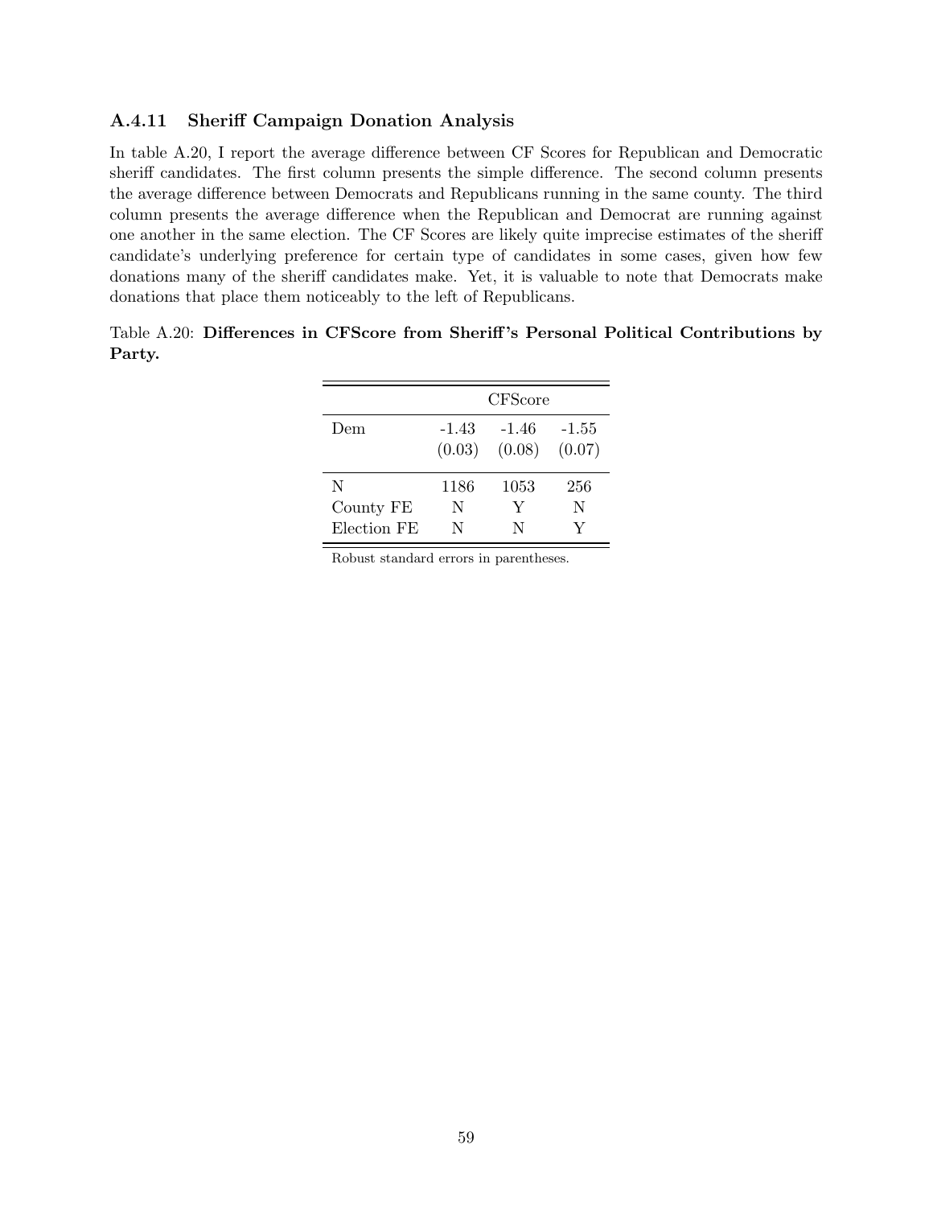### A.4.11 Sheriff Campaign Donation Analysis

In table A.20, I report the average difference between CF Scores for Republican and Democratic sheriff candidates. The first column presents the simple difference. The second column presents the average difference between Democrats and Republicans running in the same county. The third column presents the average difference when the Republican and Democrat are running against one another in the same election. The CF Scores are likely quite imprecise estimates of the sheriff candidate's underlying preference for certain type of candidates in some cases, given how few donations many of the sheriff candidates make. Yet, it is valuable to note that Democrats make donations that place them noticeably to the left of Republicans.

Table A.20: **Differences in CFScore from Sheriff's Personal Political Contributions by Party.**

| | CFScore | | |
|---|---|---|---|
| Dem | -1.43 | -1.46 | -1.55 |
| | (0.03) | (0.08) | (0.07) |
| N | 1186 | 1053 | 256 |
| County FE | N | Y | N |
| Election FE | N | N | Y |

Robust standard errors in parentheses.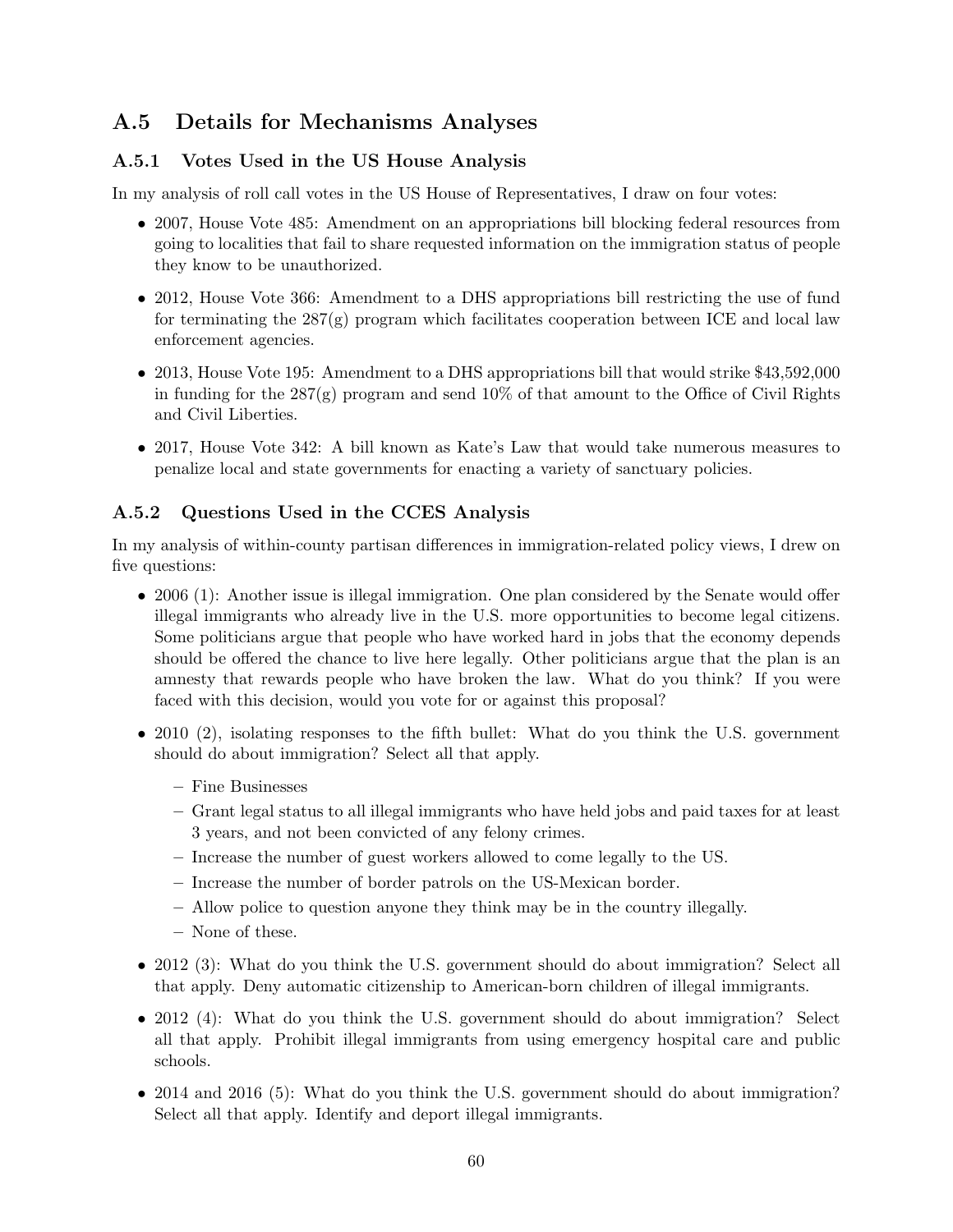## A.5 Details for Mechanisms Analyses

### A.5.1 Votes Used in the US House Analysis

In my analysis of roll call votes in the US House of Representatives, I draw on four votes:

- 2007, House Vote 485: Amendment on an appropriations bill blocking federal resources from going to localities that fail to share requested information on the immigration status of people they know to be unauthorized.
- 2012, House Vote 366: Amendment to a DHS appropriations bill restricting the use of fund for terminating the 287(g) program which facilitates cooperation between ICE and local law enforcement agencies.
- 2013, House Vote 195: Amendment to a DHS appropriations bill that would strike $43,592,000 in funding for the 287(g) program and send 10% of that amount to the Office of Civil Rights and Civil Liberties.
- 2017, House Vote 342: A bill known as Kate's Law that would take numerous measures to penalize local and state governments for enacting a variety of sanctuary policies.

### A.5.2 Questions Used in the CCES Analysis

In my analysis of within-county partisan differences in immigration-related policy views, I drew on five questions:

- 2006 (1): Another issue is illegal immigration. One plan considered by the Senate would offer illegal immigrants who already live in the U.S. more opportunities to become legal citizens. Some politicians argue that people who have worked hard in jobs that the economy depends should be offered the chance to live here legally. Other politicians argue that the plan is an amnesty that rewards people who have broken the law. What do you think? If you were faced with this decision, would you vote for or against this proposal?
- 2010 (2), isolating responses to the fifth bullet: What do you think the U.S. government should do about immigration? Select all that apply.
  - Fine Businesses
  - Grant legal status to all illegal immigrants who have held jobs and paid taxes for at least 3 years, and not been convicted of any felony crimes.
  - Increase the number of guest workers allowed to come legally to the US.
  - Increase the number of border patrols on the US-Mexican border.
  - Allow police to question anyone they think may be in the country illegally.
  - None of these.
- 2012 (3): What do you think the U.S. government should do about immigration? Select all that apply. Deny automatic citizenship to American-born children of illegal immigrants.
- 2012 (4): What do you think the U.S. government should do about immigration? Select all that apply. Prohibit illegal immigrants from using emergency hospital care and public schools.
- 2014 and 2016 (5): What do you think the U.S. government should do about immigration? Select all that apply. Identify and deport illegal immigrants.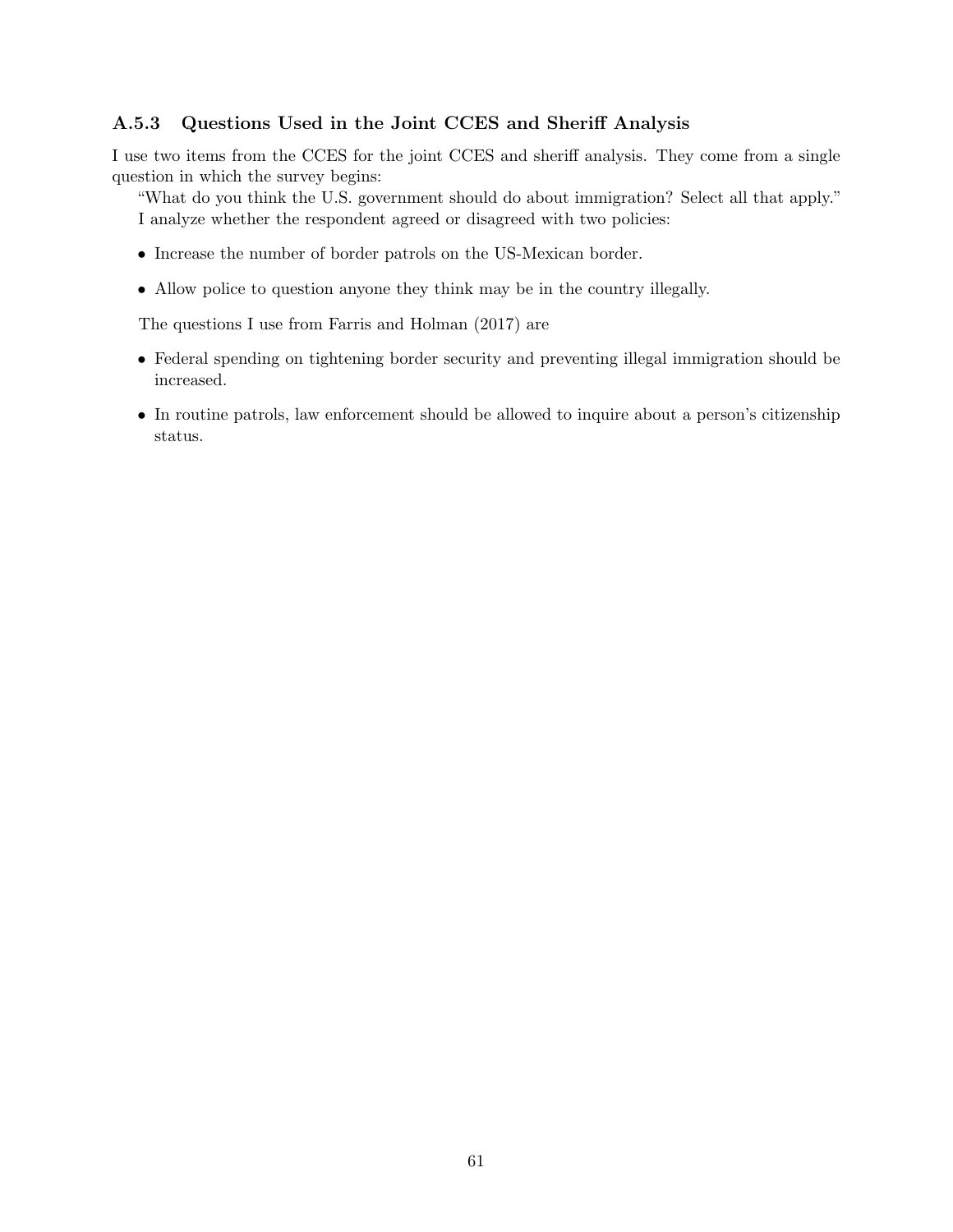### A.5.3 Questions Used in the Joint CCES and Sheriff Analysis

I use two items from the CCES for the joint CCES and sheriff analysis. They come from a single question in which the survey begins:

"What do you think the U.S. government should do about immigration? Select all that apply."

I analyze whether the respondent agreed or disagreed with two policies:

- Increase the number of border patrols on the US-Mexican border.
- Allow police to question anyone they think may be in the country illegally.

The questions I use from Farris and Holman (2017) are

- Federal spending on tightening border security and preventing illegal immigration should be increased.
- In routine patrols, law enforcement should be allowed to inquire about a person's citizenship status.